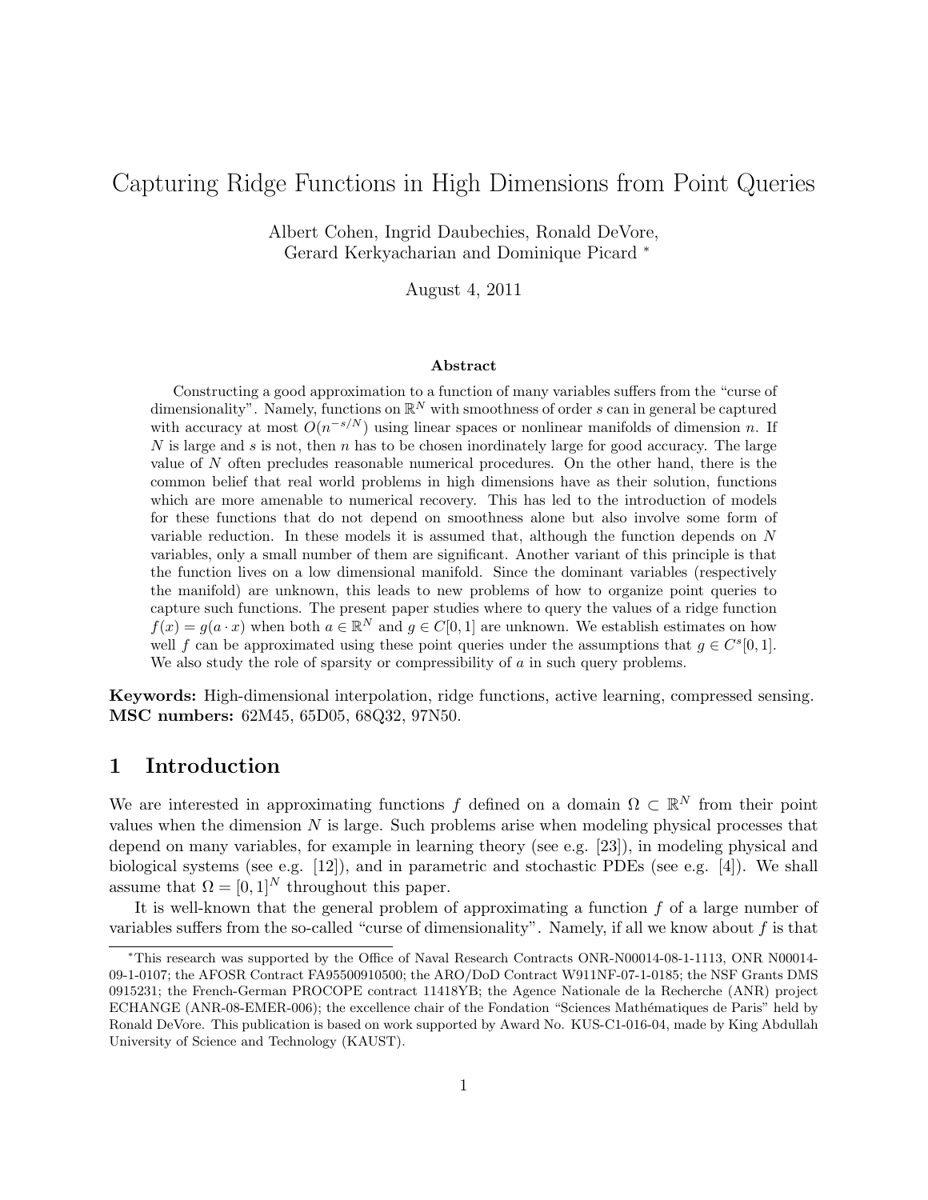# Capturing Ridge Functions in High Dimensions from Point Queries

Albert Cohen, Ingrid Daubechies, Ronald DeVore, Gerard Kerkyacharian and Dominique Picard *

August 4, 2011

### Abstract

Constructing a good approximation to a function of many variables suffers from the "curse of dimensionality". Namely, functions on $\mathbb{R}^N$ with smoothness of order $s$ can in general be captured with accuracy at most $O(n^{-s/N})$ using linear spaces or nonlinear manifolds of dimension $n$. If $N$ is large and $s$ is not, then $n$ has to be chosen inordinately large for good accuracy. The large value of $N$ often precludes reasonable numerical procedures. On the other hand, there is the common belief that real world problems in high dimensions have as their solution, functions which are more amenable to numerical recovery. This has led to the introduction of models for these functions that do not depend on smoothness alone but also involve some form of variable reduction. In these models it is assumed that, although the function depends on $N$ variables, only a small number of them are significant. Another variant of this principle is that the function lives on a low dimensional manifold. Since the dominant variables (respectively the manifold) are unknown, this leads to new problems of how to organize point queries to capture such functions. The present paper studies where to query the values of a ridge function $f(x) = g(a \cdot x)$ when both $a \in \mathbb{R}^N$ and $g \in C[0, 1]$ are unknown. We establish estimates on how well $f$ can be approximated using these point queries under the assumptions that $g \in C^s[0, 1]$. We also study the role of sparsity or compressibility of $a$ in such query problems.

**Keywords:** High-dimensional interpolation, ridge functions, active learning, compressed sensing.
**MSC numbers:** 62M45, 65D05, 68Q32, 97N50.

## 1 Introduction

We are interested in approximating functions $f$ defined on a domain $\Omega \subset \mathbb{R}^N$ from their point values when the dimension $N$ is large. Such problems arise when modeling physical processes that depend on many variables, for example in learning theory (see e.g. [23]), in modeling physical and biological systems (see e.g. [12]), and in parametric and stochastic PDEs (see e.g. [4]). We shall assume that $\Omega = [0, 1]^N$ throughout this paper.

It is well-known that the general problem of approximating a function $f$ of a large number of variables suffers from the so-called "curse of dimensionality". Namely, if all we know about $f$ is that

*This research was supported by the Office of Naval Research Contracts ONR-N00014-08-1-1113, ONR N00014-09-1-0107; the AFOSR Contract FA95500910500; the ARO/DoD Contract W911NF-07-1-0185; the NSF Grants DMS 0915231; the French-German PROCOPE contract 11418YB; the Agence Nationale de la Recherche (ANR) project ECHANGE (ANR-08-EMER-006); the excellence chair of the Fondation "Sciences Mathématiques de Paris" held by Ronald DeVore. This publication is based on work supported by Award No. KUS-C1-016-04, made by King Abdullah University of Science and Technology (KAUST).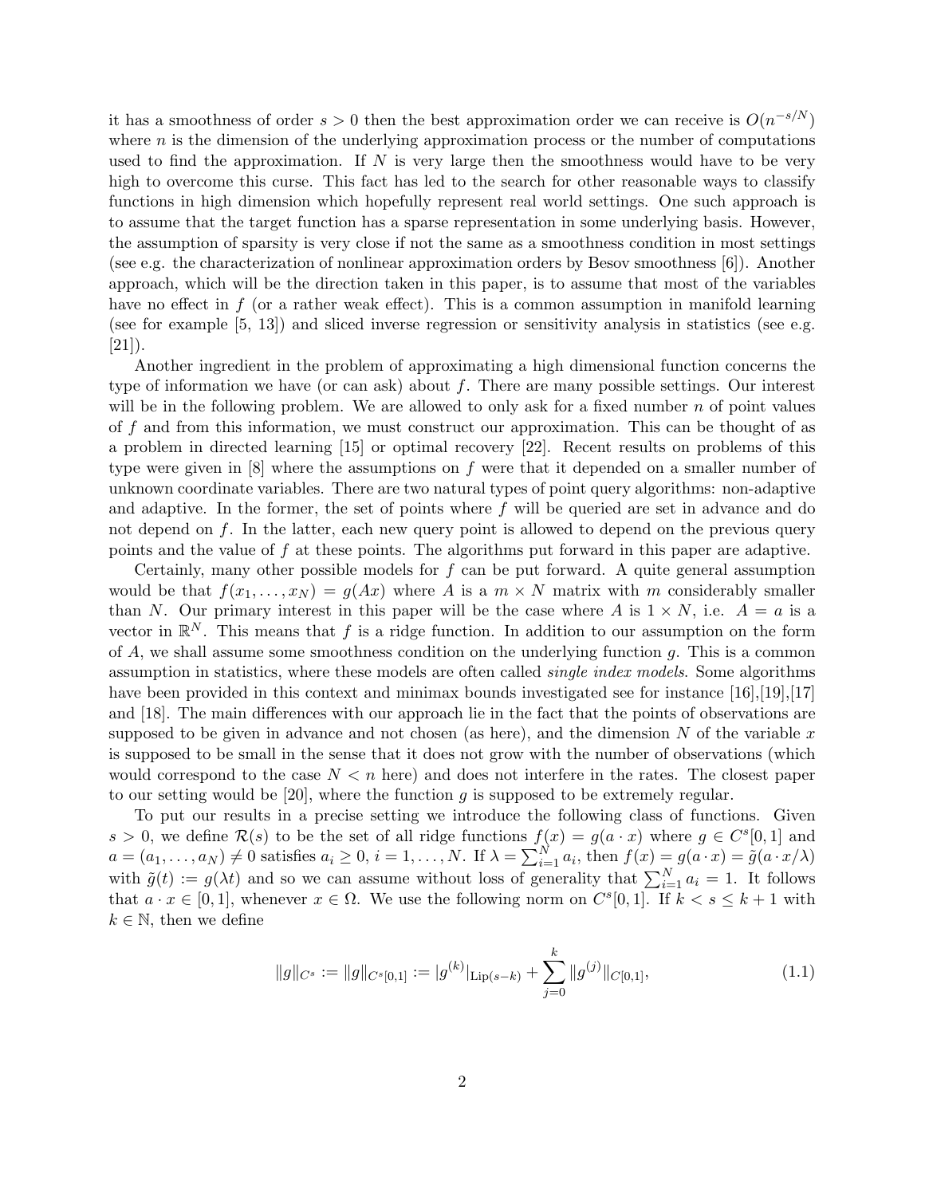it has a smoothness of order $s > 0$ then the best approximation order we can receive is $O(n^{-s/N})$ where $n$ is the dimension of the underlying approximation process or the number of computations used to find the approximation. If $N$ is very large then the smoothness would have to be very high to overcome this curse. This fact has led to the search for other reasonable ways to classify functions in high dimension which hopefully represent real world settings. One such approach is to assume that the target function has a sparse representation in some underlying basis. However, the assumption of sparsity is very close if not the same as a smoothness condition in most settings (see e.g. the characterization of nonlinear approximation orders by Besov smoothness [6]). Another approach, which will be the direction taken in this paper, is to assume that most of the variables have no effect in $f$ (or a rather weak effect). This is a common assumption in manifold learning (see for example [5, 13]) and sliced inverse regression or sensitivity analysis in statistics (see e.g. [21]).

Another ingredient in the problem of approximating a high dimensional function concerns the type of information we have (or can ask) about $f$. There are many possible settings. Our interest will be in the following problem. We are allowed to only ask for a fixed number $n$ of point values of $f$ and from this information, we must construct our approximation. This can be thought of as a problem in directed learning [15] or optimal recovery [22]. Recent results on problems of this type were given in [8] where the assumptions on $f$ were that it depended on a smaller number of unknown coordinate variables. There are two natural types of point query algorithms: non-adaptive and adaptive. In the former, the set of points where $f$ will be queried are set in advance and do not depend on $f$. In the latter, each new query point is allowed to depend on the previous query points and the value of $f$ at these points. The algorithms put forward in this paper are adaptive.

Certainly, many other possible models for $f$ can be put forward. A quite general assumption would be that $f(x_1, \dots, x_N) = g(Ax)$ where $A$ is a $m \times N$ matrix with $m$ considerably smaller than $N$. Our primary interest in this paper will be the case where $A$ is $1 \times N$, i.e. $A = a$ is a vector in $\mathbb{R}^N$. This means that $f$ is a ridge function. In addition to our assumption on the form of $A$, we shall assume some smoothness condition on the underlying function $g$. This is a common assumption in statistics, where these models are often called *single index models*. Some algorithms have been provided in this context and minimax bounds investigated see for instance [16],[19],[17] and [18]. The main differences with our approach lie in the fact that the points of observations are supposed to be given in advance and not chosen (as here), and the dimension $N$ of the variable $x$ is supposed to be small in the sense that it does not grow with the number of observations (which would correspond to the case $N < n$ here) and does not interfere in the rates. The closest paper to our setting would be [20], where the function $g$ is supposed to be extremely regular.

To put our results in a precise setting we introduce the following class of functions. Given $s > 0$, we define $\mathcal{R}(s)$ to be the set of all ridge functions $f(x) = g(a \cdot x)$ where $g \in C^s[0,1]$ and $a = (a_1, \dots, a_N) \neq 0$ satisfies $a_i \geq 0$, $i = 1, \dots, N$. If $\lambda = \sum_{i=1}^N a_i$, then $f(x) = g(a \cdot x) = \tilde{g}(a \cdot x/\lambda)$ with $\tilde{g}(t) := g(\lambda t)$ and so we can assume without loss of generality that $\sum_{i=1}^N a_i = 1$. It follows that $a \cdot x \in [0,1]$, whenever $x \in \Omega$. We use the following norm on $C^s[0,1]$. If $k < s \leq k+1$ with $k \in \mathbb{N}$, then we define

$$\|g\|_{C^s} := \|g\|_{C^s[0,1]} := |g^{(k)}|_{\mathrm{Lip}(s-k)} + \sum_{j=0}^{k} \|g^{(j)}\|_{C[0,1]}, \tag{1.1}$$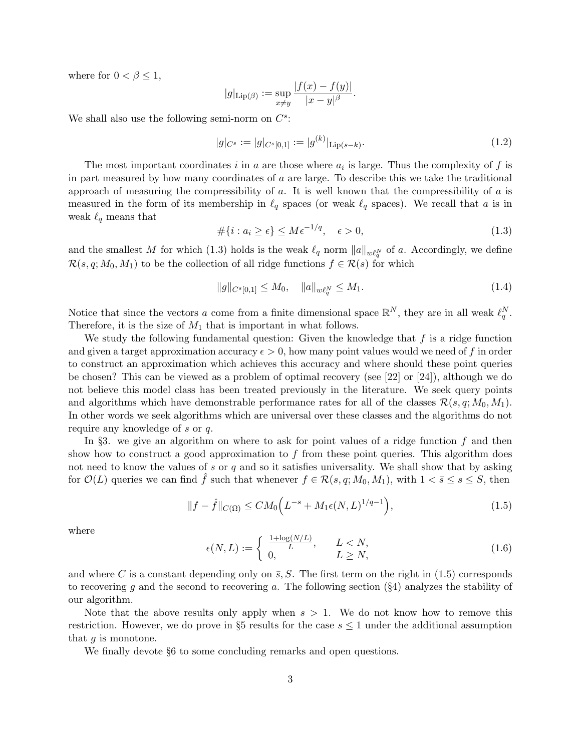where for $0 < \beta \le 1$,

$$|g|_{\mathrm{Lip}(\beta)} := \sup_{x \neq y} \frac{|f(x) - f(y)|}{|x - y|^\beta}.$$

We shall also use the following semi-norm on $C^s$:

$$|g|_{C^s} := |g|_{C^s[0,1]} := |g^{(k)}|_{\mathrm{Lip}(s-k)}. \tag{1.2}$$

The most important coordinates $i$ in $a$ are those where $a_i$ is large. Thus the complexity of $f$ is in part measured by how many coordinates of $a$ are large. To describe this we take the traditional approach of measuring the compressibility of $a$. It is well known that the compressibility of $a$ is measured in the form of its membership in $\ell_q$ spaces (or weak $\ell_q$ spaces). We recall that $a$ is in weak $\ell_q$ means that

$$\#\{i : a_i \ge \epsilon\} \le M \epsilon^{-1/q}, \quad \epsilon > 0, \tag{1.3}$$

and the smallest $M$ for which (1.3) holds is the weak $\ell_q$ norm $\|a\|_{w\ell_q^N}$ of $a$. Accordingly, we define $\mathcal{R}(s, q; M_0, M_1)$ to be the collection of all ridge functions $f \in \mathcal{R}(s)$ for which

$$\|g\|_{C^s[0,1]} \le M_0, \quad \|a\|_{w\ell_q^N} \le M_1. \tag{1.4}$$

Notice that since the vectors $a$ come from a finite dimensional space $\mathbb{R}^N$, they are in all weak $\ell_q^N$. Therefore, it is the size of $M_1$ that is important in what follows.

We study the following fundamental question: Given the knowledge that $f$ is a ridge function and given a target approximation accuracy $\epsilon > 0$, how many point values would we need of $f$ in order to construct an approximation which achieves this accuracy and where should these point queries be chosen? This can be viewed as a problem of optimal recovery (see [22] or [24]), although we do not believe this model class has been treated previously in the literature. We seek query points and algorithms which have demonstrable performance rates for all of the classes $\mathcal{R}(s, q; M_0, M_1)$. In other words we seek algorithms which are universal over these classes and the algorithms do not require any knowledge of $s$ or $q$.

In §3. we give an algorithm on where to ask for point values of a ridge function $f$ and then show how to construct a good approximation to $f$ from these point queries. This algorithm does not need to know the values of $s$ or $q$ and so it satisfies universality. We shall show that by asking for $\mathcal{O}(L)$ queries we can find $\hat{f}$ such that whenever $f \in \mathcal{R}(s, q; M_0, M_1)$, with $1 < \bar{s} \le s \le S$, then

$$\|f - \hat{f}\|_{C(\Omega)} \le C M_0 \Big( L^{-s} + M_1 \epsilon(N, L)^{1/q - 1} \Big), \tag{1.5}$$

where

$$\epsilon(N, L) := \begin{cases} \frac{1 + \log(N/L)}{L}, & L < N, \\ 0, & L \ge N, \end{cases} \tag{1.6}$$

and where $C$ is a constant depending only on $\bar{s}, S$. The first term on the right in (1.5) corresponds to recovering $g$ and the second to recovering $a$. The following section (§4) analyzes the stability of our algorithm.

Note that the above results only apply when $s > 1$. We do not know how to remove this restriction. However, we do prove in §5 results for the case $s \le 1$ under the additional assumption that $g$ is monotone.

We finally devote §6 to some concluding remarks and open questions.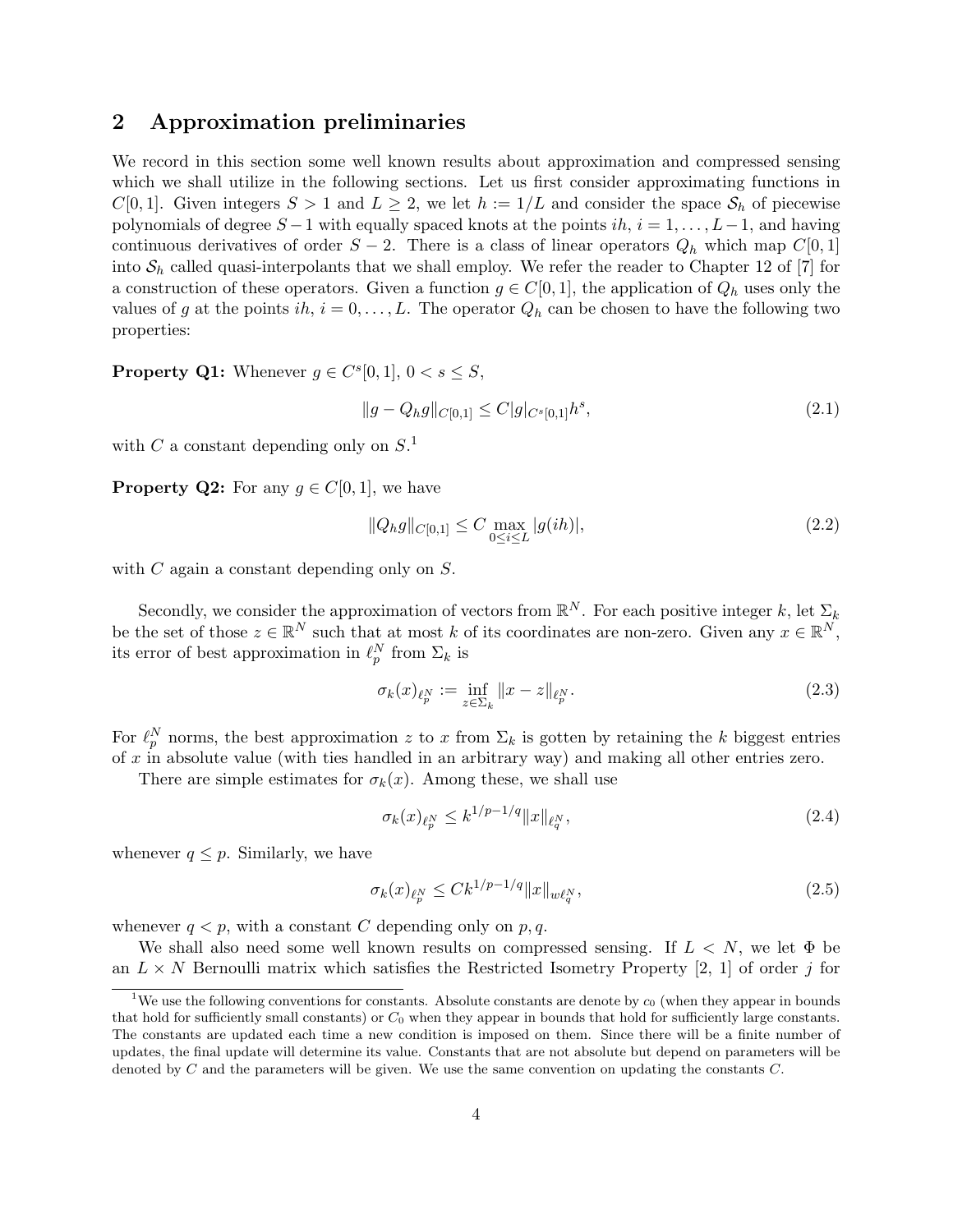## 2 Approximation preliminaries

We record in this section some well known results about approximation and compressed sensing which we shall utilize in the following sections. Let us first consider approximating functions in $C[0,1]$. Given integers $S > 1$ and $L \geq 2$, we let $h := 1/L$ and consider the space $\mathcal{S}_h$ of piecewise polynomials of degree $S-1$ with equally spaced knots at the points $ih$, $i = 1, \ldots, L-1$, and having continuous derivatives of order $S-2$. There is a class of linear operators $Q_h$ which map $C[0,1]$ into $\mathcal{S}_h$ called quasi-interpolants that we shall employ. We refer the reader to Chapter 12 of [7] for a construction of these operators. Given a function $g \in C[0,1]$, the application of $Q_h$ uses only the values of $g$ at the points $ih$, $i = 0, \ldots, L$. The operator $Q_h$ can be chosen to have the following two properties:

**Property Q1:** Whenever $g \in C^s[0,1]$, $0 < s \leq S$,

$$\|g - Q_h g\|_{C[0,1]} \leq C|g|_{C^s[0,1]} h^s, \tag{2.1}$$

with $C$ a constant depending only on $S$.[1]

**Property Q2:** For any $g \in C[0,1]$, we have

$$\|Q_h g\|_{C[0,1]} \leq C \max_{0 \leq i \leq L} |g(ih)|, \tag{2.2}$$

with $C$ again a constant depending only on $S$.

Secondly, we consider the approximation of vectors from $\mathbb{R}^N$. For each positive integer $k$, let $\Sigma_k$ be the set of those $z \in \mathbb{R}^N$ such that at most $k$ of its coordinates are non-zero. Given any $x \in \mathbb{R}^N$, its error of best approximation in $\ell_p^N$ from $\Sigma_k$ is

$$\sigma_k(x)_{\ell_p^N} := \inf_{z \in \Sigma_k} \|x - z\|_{\ell_p^N}. \tag{2.3}$$

For $\ell_p^N$ norms, the best approximation $z$ to $x$ from $\Sigma_k$ is gotten by retaining the $k$ biggest entries of $x$ in absolute value (with ties handled in an arbitrary way) and making all other entries zero.

There are simple estimates for $\sigma_k(x)$. Among these, we shall use

$$\sigma_k(x)_{\ell_p^N} \leq k^{1/p-1/q} \|x\|_{\ell_q^N}, \tag{2.4}$$

whenever $q \leq p$. Similarly, we have

$$\sigma_k(x)_{\ell_p^N} \leq C k^{1/p-1/q} \|x\|_{w\ell_q^N}, \tag{2.5}$$

whenever $q < p$, with a constant $C$ depending only on $p, q$.

We shall also need some well known results on compressed sensing. If $L < N$, we let $\Phi$ be an $L \times N$ Bernoulli matrix which satisfies the Restricted Isometry Property [2, 1] of order $j$ for

---

[1] We use the following conventions for constants. Absolute constants are denote by $c_0$ (when they appear in bounds that hold for sufficiently small constants) or $C_0$ when they appear in bounds that hold for sufficiently large constants. The constants are updated each time a new condition is imposed on them. Since there will be a finite number of updates, the final update will determine its value. Constants that are not absolute but depend on parameters will be denoted by $C$ and the parameters will be given. We use the same convention on updating the constants $C$.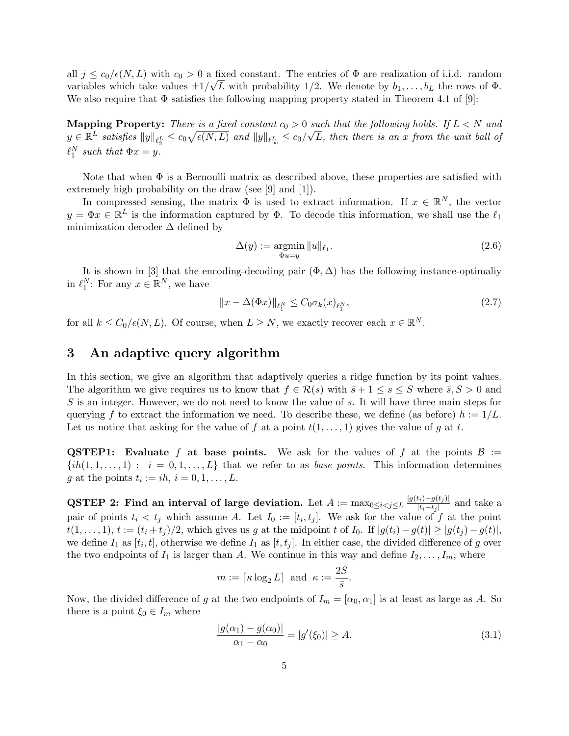all $j \leq c_0/\epsilon(N,L)$ with $c_0 > 0$ a fixed constant. The entries of $\Phi$ are realization of i.i.d. random variables which take values $\pm 1/\sqrt{L}$ with probability 1/2. We denote by $b_1, \dots, b_L$ the rows of $\Phi$. We also require that $\Phi$ satisfies the following mapping property stated in Theorem 4.1 of [9]:

**Mapping Property:** *There is a fixed constant $c_0 > 0$ such that the following holds. If $L < N$ and $y \in \mathbb{R}^L$ satisfies $\|y\|_{\ell_2^L} \leq c_0\sqrt{\epsilon(N,L)}$ and $\|y\|_{\ell_\infty^L} \leq c_0/\sqrt{L}$, then there is an $x$ from the unit ball of $\ell_1^N$ such that $\Phi x = y$.*

Note that when $\Phi$ is a Bernoulli matrix as described above, these properties are satisfied with extremely high probability on the draw (see [9] and [1]).

In compressed sensing, the matrix $\Phi$ is used to extract information. If $x \in \mathbb{R}^N$, the vector $y = \Phi x \in \mathbb{R}^L$ is the information captured by $\Phi$. To decode this information, we shall use the $\ell_1$ minimization decoder $\Delta$ defined by

$$\Delta(y) := \underset{\Phi u = y}{\operatorname{argmin}} \|u\|_{\ell_1}. \tag{2.6}$$

It is shown in [3] that the encoding-decoding pair $(\Phi, \Delta)$ has the following instance-optimaliy in $\ell_1^N$: For any $x \in \mathbb{R}^N$, we have

$$\|x - \Delta(\Phi x)\|_{\ell_1^N} \leq C_0 \sigma_k(x)_{\ell_1^N}, \tag{2.7}$$

for all $k \leq C_0/\epsilon(N,L)$. Of course, when $L \geq N$, we exactly recover each $x \in \mathbb{R}^N$.

# 3 An adaptive query algorithm

In this section, we give an algorithm that adaptively queries a ridge function by its point values. The algorithm we give requires us to know that $f \in \mathcal{R}(s)$ with $\bar{s} + 1 \leq s \leq S$ where $\bar{s}, S > 0$ and $S$ is an integer. However, we do not need to know the value of $s$. It will have three main steps for querying $f$ to extract the information we need. To describe these, we define (as before) $h := 1/L$. Let us notice that asking for the value of $f$ at a point $t(1, \dots, 1)$ gives the value of $g$ at $t$.

**QSTEP1: Evaluate $f$ at base points.** We ask for the values of $f$ at the points $\mathcal{B} := \{ih(1, 1, \dots, 1) : \ i = 0, 1, \dots, L\}$ that we refer to as *base points*. This information determines $g$ at the points $t_i := ih$, $i = 0, 1, \dots, L$.

**QSTEP 2: Find an interval of large deviation.** Let $A := \max_{0 \leq i < j \leq L} \frac{|g(t_i) - g(t_j)|}{|t_i - t_j|}$ and take a pair of points $t_i < t_j$ which assume $A$. Let $I_0 := [t_i, t_j]$. We ask for the value of $f$ at the point $t(1, \dots, 1)$, $t := (t_i + t_j)/2$, which gives us $g$ at the midpoint $t$ of $I_0$. If $|g(t_i) - g(t)| \geq |g(t_j) - g(t)|$, we define $I_1$ as $[t_i, t]$, otherwise we define $I_1$ as $[t, t_j]$. In either case, the divided difference of $g$ over the two endpoints of $I_1$ is larger than $A$. We continue in this way and define $I_2, \dots, I_m$, where

$$m := \lceil \kappa \log_2 L \rceil \ \text{ and } \ \kappa := \frac{2S}{\bar{s}}.$$

Now, the divided difference of $g$ at the two endpoints of $I_m = [\alpha_0, \alpha_1]$ is at least as large as $A$. So there is a point $\xi_0 \in I_m$ where

$$\frac{|g(\alpha_1) - g(\alpha_0)|}{\alpha_1 - \alpha_0} = |g'(\xi_0)| \geq A. \tag{3.1}$$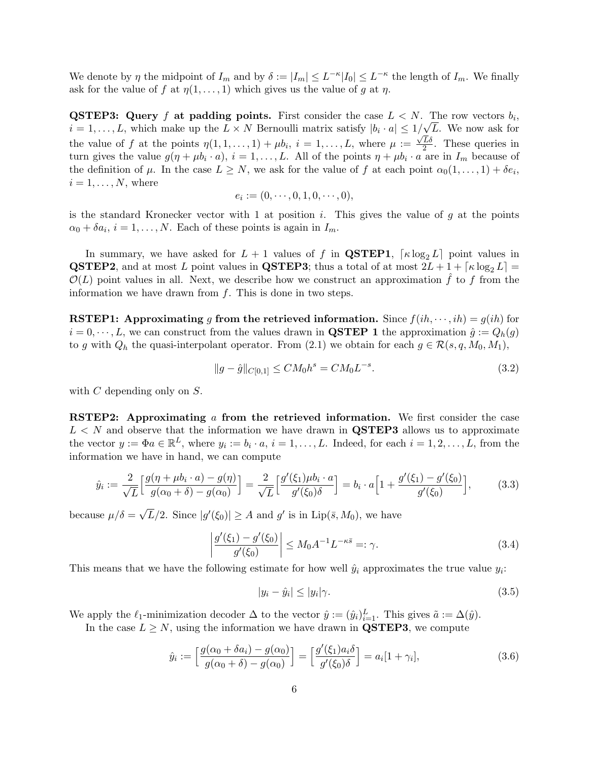We denote by $\eta$ the midpoint of $I_m$ and by $\delta := |I_m| \leq L^{-\kappa}|I_0| \leq L^{-\kappa}$ the length of $I_m$. We finally ask for the value of $f$ at $\eta(1,\ldots,1)$ which gives us the value of $g$ at $\eta$.

**QSTEP3: Query $f$ at padding points.** First consider the case $L < N$. The row vectors $b_i$, $i = 1,\ldots,L$, which make up the $L \times N$ Bernoulli matrix satisfy $|b_i \cdot a| \leq 1/\sqrt{L}$. We now ask for the value of $f$ at the points $\eta(1,1,\ldots,1) + \mu b_i$, $i = 1,\ldots,L$, where $\mu := \frac{\sqrt{L}\delta}{2}$. These queries in turn gives the value $g(\eta + \mu b_i \cdot a)$, $i = 1,\ldots,L$. All of the points $\eta + \mu b_i \cdot a$ are in $I_m$ because of the definition of $\mu$. In the case $L \geq N$, we ask for the value of $f$ at each point $\alpha_0(1,\ldots,1) + \delta e_i$, $i = 1,\ldots,N$, where

$$e_i := (0,\cdots,0,1,0,\cdots,0),$$

is the standard Kronecker vector with 1 at position $i$. This gives the value of $g$ at the points $\alpha_0 + \delta a_i$, $i = 1,\ldots,N$. Each of these points is again in $I_m$.

In summary, we have asked for $L+1$ values of $f$ in **QSTEP1**, $\lceil \kappa \log_2 L \rceil$ point values in **QSTEP2**, and at most $L$ point values in **QSTEP3**; thus a total of at most $2L + 1 + \lceil \kappa \log_2 L \rceil = \mathcal{O}(L)$ point values in all. Next, we describe how we construct an approximation $\hat{f}$ to $f$ from the information we have drawn from $f$. This is done in two steps.

**RSTEP1: Approximating $g$ from the retrieved information.** Since $f(ih,\cdots,ih) = g(ih)$ for $i = 0,\cdots,L$, we can construct from the values drawn in **QSTEP 1** the approximation $\hat{g} := Q_h(g)$ to $g$ with $Q_h$ the quasi-interpolant operator. From (2.1) we obtain for each $g \in \mathcal{R}(s,q,M_0,M_1)$,

$$\|g - \hat{g}\|_{C[0,1]} \leq CM_0 h^s = CM_0 L^{-s}. \tag{3.2}$$

with $C$ depending only on $S$.

**RSTEP2: Approximating $a$ from the retrieved information.** We first consider the case $L < N$ and observe that the information we have drawn in **QSTEP3** allows us to approximate the vector $y := \Phi a \in \mathbb{R}^L$, where $y_i := b_i \cdot a$, $i = 1,\ldots,L$. Indeed, for each $i = 1,2,\ldots,L$, from the information we have in hand, we can compute

$$\hat{y}_i := \frac{2}{\sqrt{L}}\Big[\frac{g(\eta + \mu b_i \cdot a) - g(\eta)}{g(\alpha_0 + \delta) - g(\alpha_0)}\Big] = \frac{2}{\sqrt{L}}\Big[\frac{g'(\xi_1)\mu b_i \cdot a}{g'(\xi_0)\delta}\Big] = b_i \cdot a\Big[1 + \frac{g'(\xi_1) - g'(\xi_0)}{g'(\xi_0)}\Big], \tag{3.3}$$

because $\mu/\delta = \sqrt{L}/2$. Since $|g'(\xi_0)| \geq A$ and $g'$ is in $\mathrm{Lip}(\bar{s}, M_0)$, we have

$$\left|\frac{g'(\xi_1) - g'(\xi_0)}{g'(\xi_0)}\right| \leq M_0 A^{-1} L^{-\kappa\bar{s}} =: \gamma. \tag{3.4}$$

This means that we have the following estimate for how well $\hat{y}_i$ approximates the true value $y_i$:

$$|y_i - \hat{y}_i| \leq |y_i|\gamma. \tag{3.5}$$

We apply the $\ell_1$-minimization decoder $\Delta$ to the vector $\hat{y} := (\hat{y}_i)_{i=1}^L$. This gives $\tilde{a} := \Delta(\hat{y})$.

In the case $L \geq N$, using the information we have drawn in **QSTEP3**, we compute

$$\hat{y}_i := \Big[\frac{g(\alpha_0 + \delta a_i) - g(\alpha_0)}{g(\alpha_0 + \delta) - g(\alpha_0)}\Big] = \Big[\frac{g'(\xi_1) a_i \delta}{g'(\xi_0)\delta}\Big] = a_i[1 + \gamma_i], \tag{3.6}$$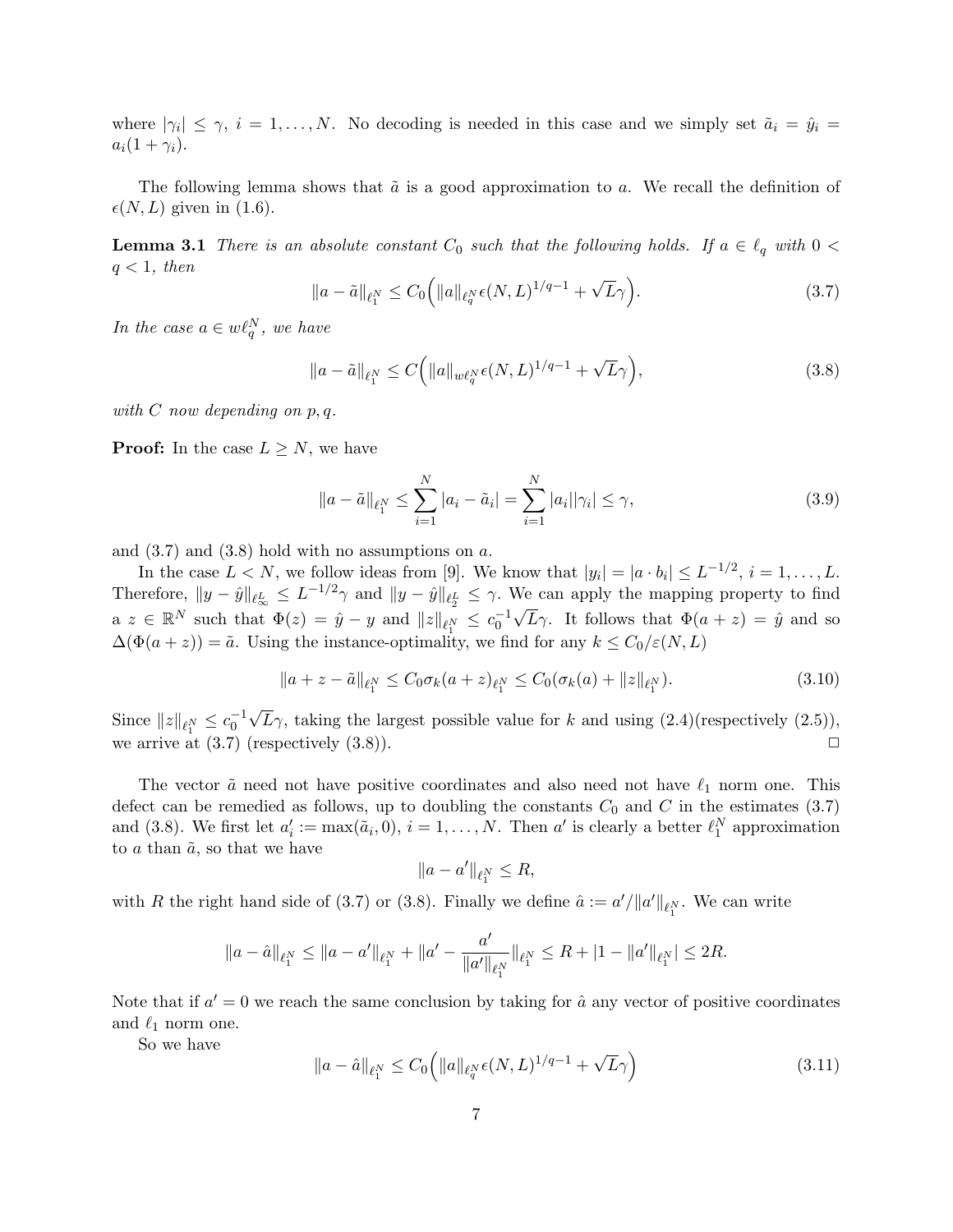where $|\gamma_i| \le \gamma$, $i = 1, \dots, N$. No decoding is needed in this case and we simply set $\tilde{a}_i = \hat{y}_i = a_i(1+\gamma_i)$.

The following lemma shows that $\tilde{a}$ is a good approximation to $a$. We recall the definition of $\epsilon(N, L)$ given in (1.6).

**Lemma 3.1** *There is an absolute constant $C_0$ such that the following holds. If $a \in \ell_q$ with $0 < q < 1$, then*

$$\|a - \tilde{a}\|_{\ell_1^N} \le C_0\Big(\|a\|_{\ell_q^N}\epsilon(N,L)^{1/q-1} + \sqrt{L}\gamma\Big). \tag{3.7}$$

*In the case $a \in w\ell_q^N$, we have*

$$\|a - \tilde{a}\|_{\ell_1^N} \le C\Big(\|a\|_{w\ell_q^N}\epsilon(N,L)^{1/q-1} + \sqrt{L}\gamma\Big), \tag{3.8}$$

*with $C$ now depending on $p, q$.*

**Proof:** In the case $L \ge N$, we have

$$\|a - \tilde{a}\|_{\ell_1^N} \le \sum_{i=1}^N |a_i - \tilde{a}_i| = \sum_{i=1}^N |a_i||\gamma_i| \le \gamma, \tag{3.9}$$

and (3.7) and (3.8) hold with no assumptions on $a$.

In the case $L < N$, we follow ideas from [9]. We know that $|y_i| = |a \cdot b_i| \le L^{-1/2}$, $i = 1, \dots, L$. Therefore, $\|y - \hat{y}\|_{\ell_\infty^L} \le L^{-1/2}\gamma$ and $\|y - \hat{y}\|_{\ell_2^L} \le \gamma$. We can apply the mapping property to find a $z \in \mathbb{R}^N$ such that $\Phi(z) = \hat{y} - y$ and $\|z\|_{\ell_1^N} \le c_0^{-1}\sqrt{L}\gamma$. It follows that $\Phi(a+z) = \hat{y}$ and so $\Delta(\Phi(a+z)) = \tilde{a}$. Using the instance-optimality, we find for any $k \le C_0/\varepsilon(N,L)$

$$\|a + z - \tilde{a}\|_{\ell_1^N} \le C_0\sigma_k(a+z)_{\ell_1^N} \le C_0(\sigma_k(a) + \|z\|_{\ell_1^N}). \tag{3.10}$$

Since $\|z\|_{\ell_1^N} \le c_0^{-1}\sqrt{L}\gamma$, taking the largest possible value for $k$ and using (2.4)(respectively (2.5)), we arrive at (3.7) (respectively (3.8)). □

The vector $\tilde{a}$ need not have positive coordinates and also need not have $\ell_1$ norm one. This defect can be remedied as follows, up to doubling the constants $C_0$ and $C$ in the estimates (3.7) and (3.8). We first let $a'_i := \max(\tilde{a}_i, 0)$, $i = 1, \dots, N$. Then $a'$ is clearly a better $\ell_1^N$ approximation to $a$ than $\tilde{a}$, so that we have

$$\|a - a'\|_{\ell_1^N} \le R,$$

with $R$ the right hand side of (3.7) or (3.8). Finally we define $\hat{a} := a'/\|a'\|_{\ell_1^N}$. We can write

$$\|a - \hat{a}\|_{\ell_1^N} \le \|a - a'\|_{\ell_1^N} + \|a' - \frac{a'}{\|a'\|_{\ell_1^N}}\|_{\ell_1^N} \le R + |1 - \|a'\|_{\ell_1^N}| \le 2R.$$

Note that if $a' = 0$ we reach the same conclusion by taking for $\hat{a}$ any vector of positive coordinates and $\ell_1$ norm one.

So we have

$$\|a - \hat{a}\|_{\ell_1^N} \le C_0\Big(\|a\|_{\ell_q^N}\epsilon(N,L)^{1/q-1} + \sqrt{L}\gamma\Big) \tag{3.11}$$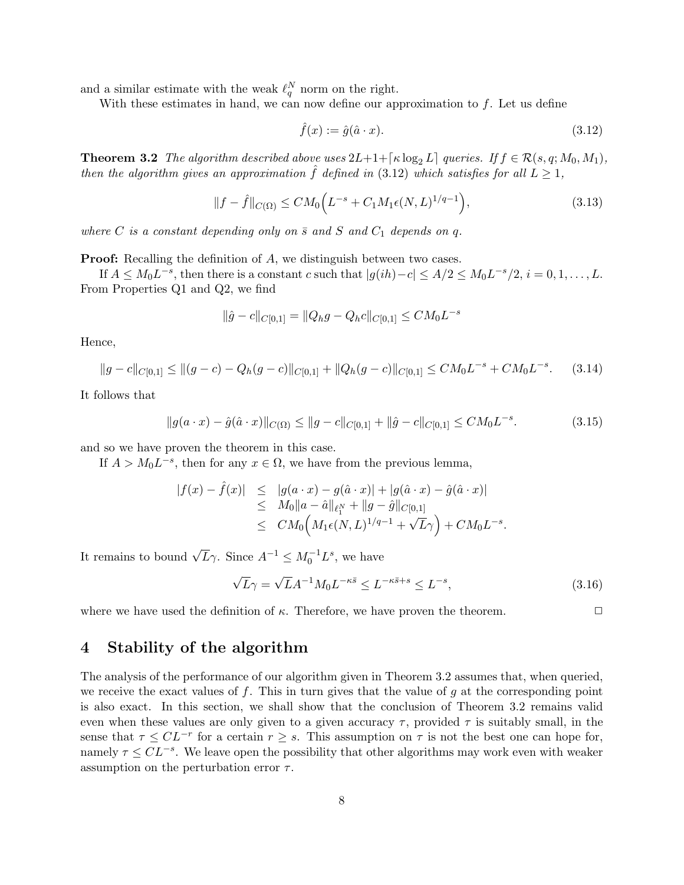and a similar estimate with the weak $\ell_q^N$ norm on the right.

With these estimates in hand, we can now define our approximation to $f$. Let us define

$$\hat{f}(x) := \hat{g}(\hat{a} \cdot x). \tag{3.12}$$

**Theorem 3.2** *The algorithm described above uses* $2L+1+\lceil \kappa \log_2 L \rceil$ *queries. If* $f \in \mathcal{R}(s, q; M_0, M_1)$*, then the algorithm gives an approximation* $\hat{f}$ *defined in* (3.12) *which satisfies for all* $L \geq 1$*,*

$$\|f - \hat{f}\|_{C(\Omega)} \leq CM_0 \Big( L^{-s} + C_1 M_1 \epsilon(N, L)^{1/q-1} \Big), \tag{3.13}$$

*where* $C$ *is a constant depending only on* $\bar{s}$ *and* $S$ *and* $C_1$ *depends on* $q$*.*

**Proof:** Recalling the definition of $A$, we distinguish between two cases.

If $A \leq M_0 L^{-s}$, then there is a constant $c$ such that $|g(ih) - c| \leq A/2 \leq M_0 L^{-s}/2$, $i = 0, 1, \ldots, L$. From Properties Q1 and Q2, we find

$$\|\hat{g} - c\|_{C[0,1]} = \|Q_h g - Q_h c\|_{C[0,1]} \leq CM_0 L^{-s}$$

Hence,

$$\|g - c\|_{C[0,1]} \leq \|(g - c) - Q_h(g - c)\|_{C[0,1]} + \|Q_h(g - c)\|_{C[0,1]} \leq CM_0 L^{-s} + CM_0 L^{-s}. \tag{3.14}$$

It follows that

$$\|g(a \cdot x) - \hat{g}(\hat{a} \cdot x)\|_{C(\Omega)} \leq \|g - c\|_{C[0,1]} + \|\hat{g} - c\|_{C[0,1]} \leq CM_0 L^{-s}. \tag{3.15}$$

and so we have proven the theorem in this case.

If $A > M_0 L^{-s}$, then for any $x \in \Omega$, we have from the previous lemma,

$$\begin{aligned}
|f(x) - \hat{f}(x)| &\leq |g(a \cdot x) - g(\hat{a} \cdot x)| + |g(\hat{a} \cdot x) - \hat{g}(\hat{a} \cdot x)| \\
&\leq M_0 \|a - \hat{a}\|_{\ell_1^N} + \|g - \hat{g}\|_{C[0,1]} \\
&\leq CM_0 \Big( M_1 \epsilon(N, L)^{1/q-1} + \sqrt{L}\gamma \Big) + CM_0 L^{-s}.
\end{aligned}$$

It remains to bound $\sqrt{L}\gamma$. Since $A^{-1} \leq M_0^{-1} L^s$, we have

$$\sqrt{L}\gamma = \sqrt{L} A^{-1} M_0 L^{-\kappa \bar{s}} \leq L^{-\kappa \bar{s} + s} \leq L^{-s}, \tag{3.16}$$

where we have used the definition of $\kappa$. Therefore, we have proven the theorem. $\square$

## 4 Stability of the algorithm

The analysis of the performance of our algorithm given in Theorem 3.2 assumes that, when queried, we receive the exact values of $f$. This in turn gives that the value of $g$ at the corresponding point is also exact. In this section, we shall show that the conclusion of Theorem 3.2 remains valid even when these values are only given to a given accuracy $\tau$, provided $\tau$ is suitably small, in the sense that $\tau \leq CL^{-r}$ for a certain $r \geq s$. This assumption on $\tau$ is not the best one can hope for, namely $\tau \leq CL^{-s}$. We leave open the possibility that other algorithms may work even with weaker assumption on the perturbation error $\tau$.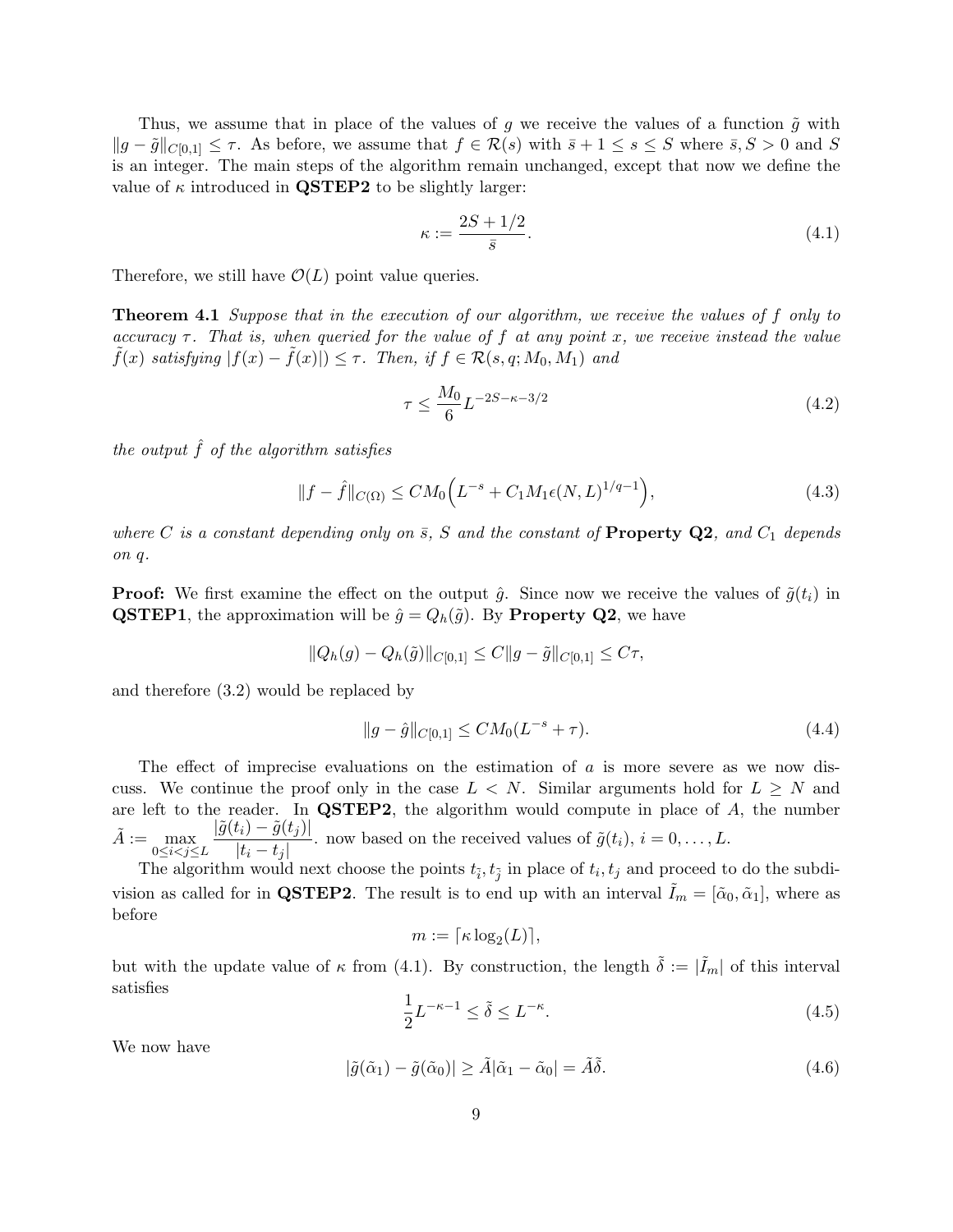Thus, we assume that in place of the values of $g$ we receive the values of a function $\tilde{g}$ with $\|g - \tilde{g}\|_{C[0,1]} \le \tau$. As before, we assume that $f \in \mathcal{R}(s)$ with $\bar{s} + 1 \le s \le S$ where $\bar{s}, S > 0$ and $S$ is an integer. The main steps of the algorithm remain unchanged, except that now we define the value of $\kappa$ introduced in **QSTEP2** to be slightly larger:

$$\kappa := \frac{2S + 1/2}{\bar{s}}. \tag{4.1}$$

Therefore, we still have $\mathcal{O}(L)$ point value queries.

**Theorem 4.1** *Suppose that in the execution of our algorithm, we receive the values of $f$ only to accuracy $\tau$. That is, when queried for the value of $f$ at any point $x$, we receive instead the value $\tilde{f}(x)$ satisfying $|f(x) - \tilde{f}(x)|) \le \tau$. Then, if $f \in \mathcal{R}(s, q; M_0, M_1)$ and*

$$\tau \le \frac{M_0}{6} L^{-2S-\kappa-3/2} \tag{4.2}$$

*the output $\hat{f}$ of the algorithm satisfies*

$$\|f - \hat{f}\|_{C(\Omega)} \le C M_0 \Big( L^{-s} + C_1 M_1 \epsilon(N, L)^{1/q-1} \Big), \tag{4.3}$$

*where $C$ is a constant depending only on $\bar{s}$, $S$ and the constant of* **Property Q2***, and $C_1$ depends on $q$.*

**Proof:** We first examine the effect on the output $\hat{g}$. Since now we receive the values of $\tilde{g}(t_i)$ in **QSTEP1**, the approximation will be $\hat{g} = Q_h(\tilde{g})$. By **Property Q2**, we have

$$\|Q_h(g) - Q_h(\tilde{g})\|_{C[0,1]} \le C\|g - \tilde{g}\|_{C[0,1]} \le C\tau,$$

and therefore (3.2) would be replaced by

$$\|g - \hat{g}\|_{C[0,1]} \le C M_0 (L^{-s} + \tau). \tag{4.4}$$

The effect of imprecise evaluations on the estimation of $a$ is more severe as we now discuss. We continue the proof only in the case $L < N$. Similar arguments hold for $L \ge N$ and are left to the reader. In **QSTEP2**, the algorithm would compute in place of $A$, the number $\tilde{A} := \max_{0 \le i < j \le L} \frac{|\tilde{g}(t_i) - \tilde{g}(t_j)|}{|t_i - t_j|}$. now based on the received values of $\tilde{g}(t_i)$, $i = 0, \dots, L$.

The algorithm would next choose the points $t_{\tilde{i}}, t_{\tilde{j}}$ in place of $t_i, t_j$ and proceed to do the subdivision as called for in **QSTEP2**. The result is to end up with an interval $\tilde{I}_m = [\tilde{\alpha}_0, \tilde{\alpha}_1]$, where as before

$$m := \lceil \kappa \log_2(L) \rceil,$$

but with the update value of $\kappa$ from (4.1). By construction, the length $\tilde{\delta} := |\tilde{I}_m|$ of this interval satisfies

$$\frac{1}{2} L^{-\kappa-1} \le \tilde{\delta} \le L^{-\kappa}. \tag{4.5}$$

We now have

$$|\tilde{g}(\tilde{\alpha}_1) - \tilde{g}(\tilde{\alpha}_0)| \ge \tilde{A}|\tilde{\alpha}_1 - \tilde{\alpha}_0| = \tilde{A}\tilde{\delta}. \tag{4.6}$$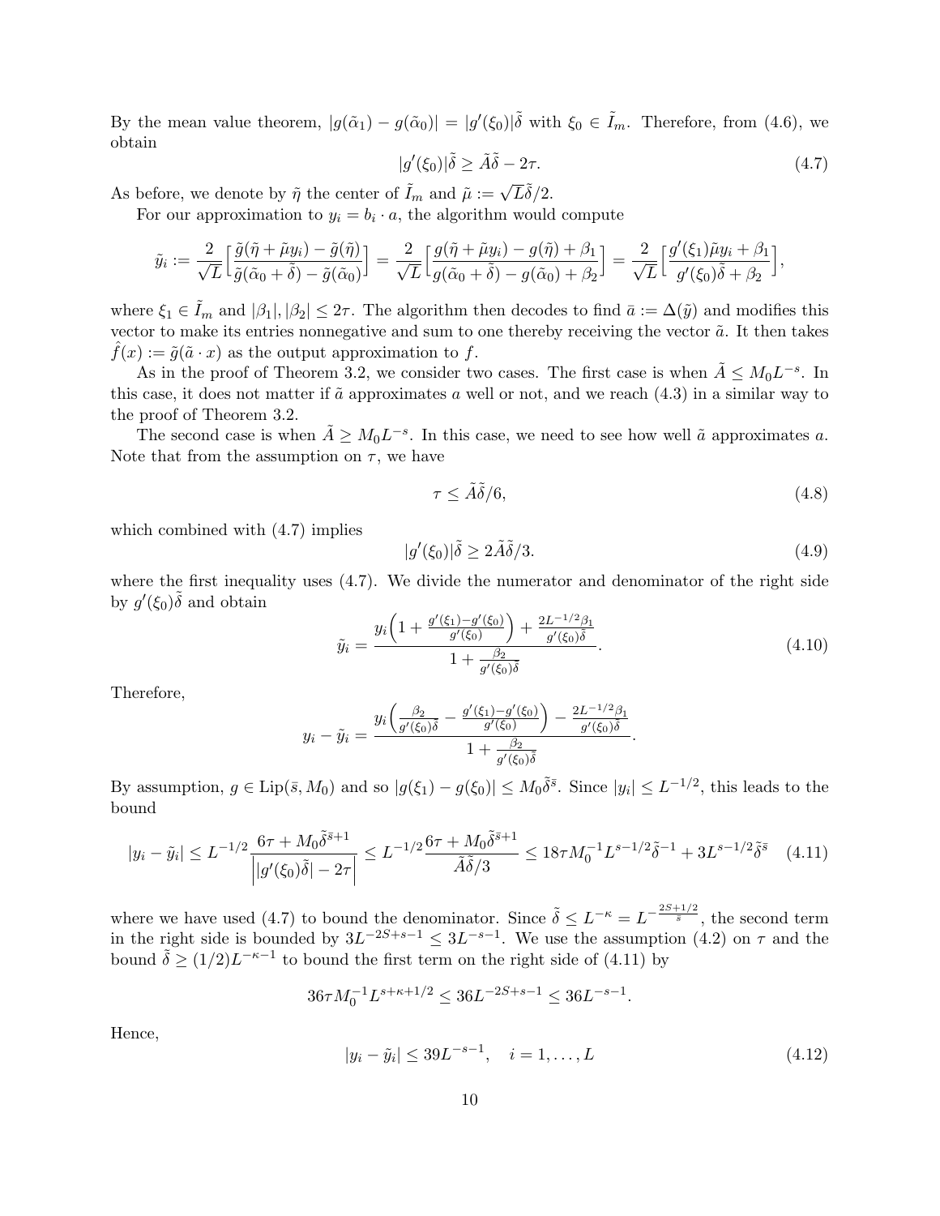By the mean value theorem, $|g(\tilde\alpha_1) - g(\tilde\alpha_0)| = |g'(\xi_0)|\tilde\delta$ with $\xi_0 \in \tilde I_m$. Therefore, from (4.6), we obtain

$$|g'(\xi_0)|\tilde\delta \geq \tilde A\tilde\delta - 2\tau. \tag{4.7}$$

As before, we denote by $\tilde\eta$ the center of $\tilde I_m$ and $\tilde\mu := \sqrt{L}\tilde\delta/2$.

For our approximation to $y_i = b_i \cdot a$, the algorithm would compute

$$\tilde y_i := \frac{2}{\sqrt{L}}\Big[\frac{\tilde g(\tilde\eta + \tilde\mu y_i) - \tilde g(\tilde\eta)}{\tilde g(\tilde\alpha_0 + \tilde\delta) - \tilde g(\tilde\alpha_0)}\Big] = \frac{2}{\sqrt{L}}\Big[\frac{g(\tilde\eta + \tilde\mu y_i) - g(\tilde\eta) + \beta_1}{g(\tilde\alpha_0 + \tilde\delta) - g(\tilde\alpha_0) + \beta_2}\Big] = \frac{2}{\sqrt{L}}\Big[\frac{g'(\xi_1)\tilde\mu y_i + \beta_1}{g'(\xi_0)\tilde\delta + \beta_2}\Big],$$

where $\xi_1 \in \tilde I_m$ and $|\beta_1|, |\beta_2| \leq 2\tau$. The algorithm then decodes to find $\bar a := \Delta(\tilde y)$ and modifies this vector to make its entries nonnegative and sum to one thereby receiving the vector $\tilde a$. It then takes $\hat f(x) := \tilde g(\tilde a \cdot x)$ as the output approximation to $f$.

As in the proof of Theorem 3.2, we consider two cases. The first case is when $\tilde A \leq M_0 L^{-s}$. In this case, it does not matter if $\tilde a$ approximates $a$ well or not, and we reach (4.3) in a similar way to the proof of Theorem 3.2.

The second case is when $\tilde A \geq M_0 L^{-s}$. In this case, we need to see how well $\tilde a$ approximates $a$. Note that from the assumption on $\tau$, we have

$$\tau \leq \tilde A\tilde\delta/6, \tag{4.8}$$

which combined with (4.7) implies

$$|g'(\xi_0)|\tilde\delta \geq 2\tilde A\tilde\delta/3. \tag{4.9}$$

where the first inequality uses (4.7). We divide the numerator and denominator of the right side by $g'(\xi_0)\tilde\delta$ and obtain

$$\tilde y_i = \frac{y_i\Big(1 + \frac{g'(\xi_1) - g'(\xi_0)}{g'(\xi_0)}\Big) + \frac{2L^{-1/2}\beta_1}{g'(\xi_0)\tilde\delta}}{1 + \frac{\beta_2}{g'(\xi_0)\tilde\delta}}. \tag{4.10}$$

Therefore,

$$y_i - \tilde y_i = \frac{y_i\Big(\frac{\beta_2}{g'(\xi_0)\tilde\delta} - \frac{g'(\xi_1) - g'(\xi_0)}{g'(\xi_0)}\Big) - \frac{2L^{-1/2}\beta_1}{g'(\xi_0)\tilde\delta}}{1 + \frac{\beta_2}{g'(\xi_0)\tilde\delta}}.$$

By assumption, $g \in \mathrm{Lip}(\bar s, M_0)$ and so $|g(\xi_1) - g(\xi_0)| \leq M_0\tilde\delta^{\bar s}$. Since $|y_i| \leq L^{-1/2}$, this leads to the bound

$$|y_i - \tilde y_i| \leq L^{-1/2}\frac{6\tau + M_0\tilde\delta^{\bar s+1}}{\Big||g'(\xi_0)\tilde\delta| - 2\tau\Big|} \leq L^{-1/2}\frac{6\tau + M_0\tilde\delta^{\bar s+1}}{\tilde A\tilde\delta/3} \leq 18\tau M_0^{-1}L^{s-1/2}\tilde\delta^{-1} + 3L^{s-1/2}\tilde\delta^{\bar s} \tag{4.11}$$

where we have used (4.7) to bound the denominator. Since $\tilde\delta \leq L^{-\kappa} = L^{-\frac{2S+1/2}{\bar s}}$, the second term in the right side is bounded by $3L^{-2S+s-1} \leq 3L^{-s-1}$. We use the assumption (4.2) on $\tau$ and the bound $\tilde\delta \geq (1/2)L^{-\kappa-1}$ to bound the first term on the right side of (4.11) by

$$36\tau M_0^{-1}L^{s+\kappa+1/2} \leq 36L^{-2S+s-1} \leq 36L^{-s-1}.$$

Hence,

$$|y_i - \tilde y_i| \leq 39L^{-s-1}, \quad i = 1, \ldots, L \tag{4.12}$$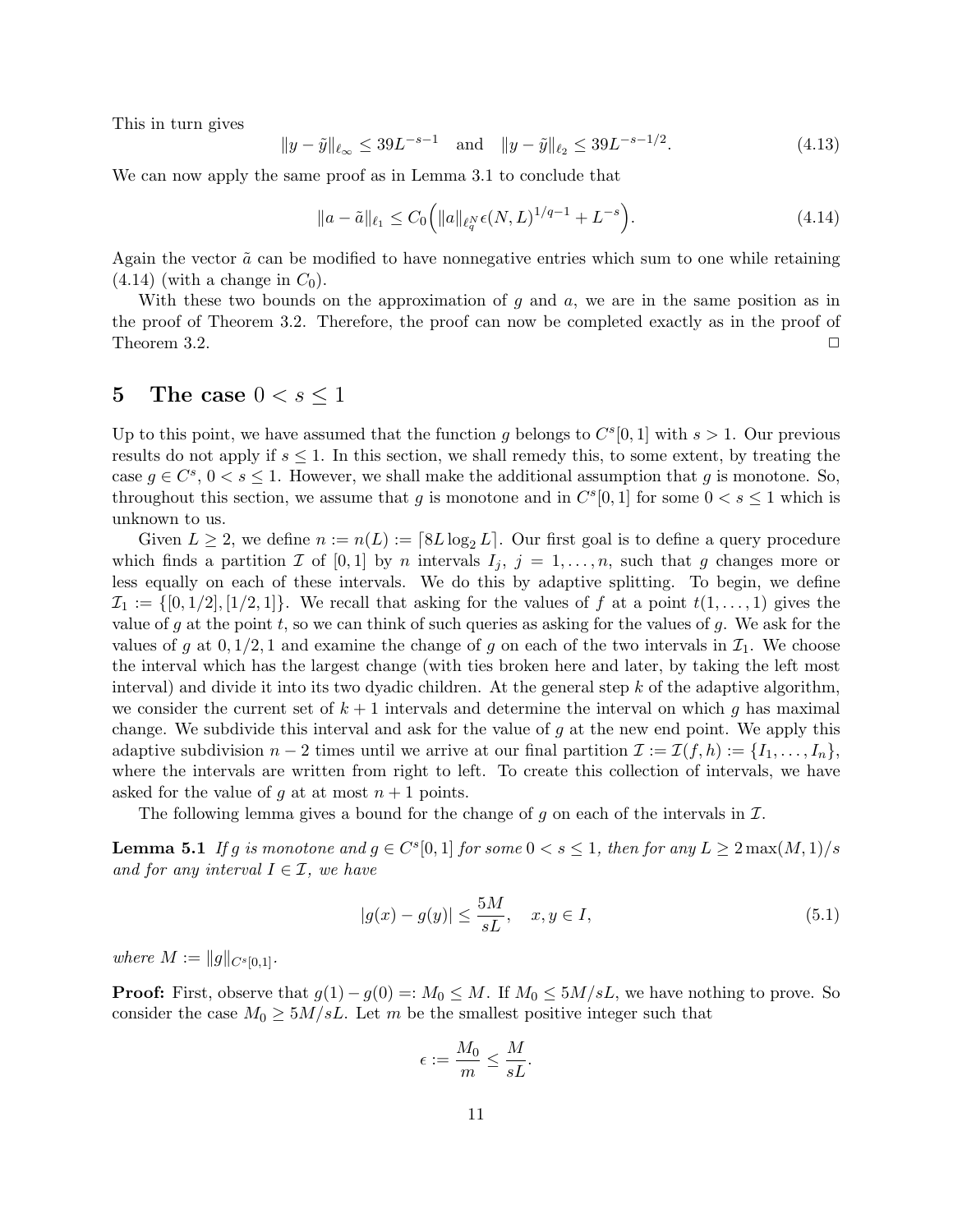This in turn gives

$$\|y - \tilde{y}\|_{\ell_\infty} \leq 39L^{-s-1} \quad \text{and} \quad \|y - \tilde{y}\|_{\ell_2} \leq 39L^{-s-1/2}. \tag{4.13}$$

We can now apply the same proof as in Lemma 3.1 to conclude that

$$\|a - \tilde{a}\|_{\ell_1} \leq C_0\Big(\|a\|_{\ell_q^N}\epsilon(N,L)^{1/q-1} + L^{-s}\Big). \tag{4.14}$$

Again the vector $\tilde{a}$ can be modified to have nonnegative entries which sum to one while retaining (4.14) (with a change in $C_0$).

With these two bounds on the approximation of $g$ and $a$, we are in the same position as in the proof of Theorem 3.2. Therefore, the proof can now be completed exactly as in the proof of Theorem 3.2. □

# 5 The case $0 < s \leq 1$

Up to this point, we have assumed that the function $g$ belongs to $C^s[0,1]$ with $s > 1$. Our previous results do not apply if $s \leq 1$. In this section, we shall remedy this, to some extent, by treating the case $g \in C^s$, $0 < s \leq 1$. However, we shall make the additional assumption that $g$ is monotone. So, throughout this section, we assume that $g$ is monotone and in $C^s[0,1]$ for some $0 < s \leq 1$ which is unknown to us.

Given $L \geq 2$, we define $n := n(L) := \lceil 8L\log_2 L \rceil$. Our first goal is to define a query procedure which finds a partition $\mathcal{I}$ of $[0,1]$ by $n$ intervals $I_j$, $j = 1,\dots,n$, such that $g$ changes more or less equally on each of these intervals. We do this by adaptive splitting. To begin, we define $\mathcal{I}_1 := \{[0,1/2],[1/2,1]\}$. We recall that asking for the values of $f$ at a point $t(1,\dots,1)$ gives the value of $g$ at the point $t$, so we can think of such queries as asking for the values of $g$. We ask for the values of $g$ at $0, 1/2, 1$ and examine the change of $g$ on each of the two intervals in $\mathcal{I}_1$. We choose the interval which has the largest change (with ties broken here and later, by taking the left most interval) and divide it into its two dyadic children. At the general step $k$ of the adaptive algorithm, we consider the current set of $k+1$ intervals and determine the interval on which $g$ has maximal change. We subdivide this interval and ask for the value of $g$ at the new end point. We apply this adaptive subdivision $n-2$ times until we arrive at our final partition $\mathcal{I} := \mathcal{I}(f,h) := \{I_1,\dots,I_n\}$, where the intervals are written from right to left. To create this collection of intervals, we have asked for the value of $g$ at at most $n+1$ points.

The following lemma gives a bound for the change of $g$ on each of the intervals in $\mathcal{I}$.

**Lemma 5.1** *If $g$ is monotone and $g \in C^s[0,1]$ for some $0 < s \leq 1$, then for any $L \geq 2\max(M,1)/s$ and for any interval $I \in \mathcal{I}$, we have*

$$|g(x) - g(y)| \leq \frac{5M}{sL}, \quad x, y \in I, \tag{5.1}$$

*where $M := \|g\|_{C^s[0,1]}$.*

**Proof:** First, observe that $g(1) - g(0) =: M_0 \leq M$. If $M_0 \leq 5M/sL$, we have nothing to prove. So consider the case $M_0 \geq 5M/sL$. Let $m$ be the smallest positive integer such that

$$\epsilon := \frac{M_0}{m} \leq \frac{M}{sL}.$$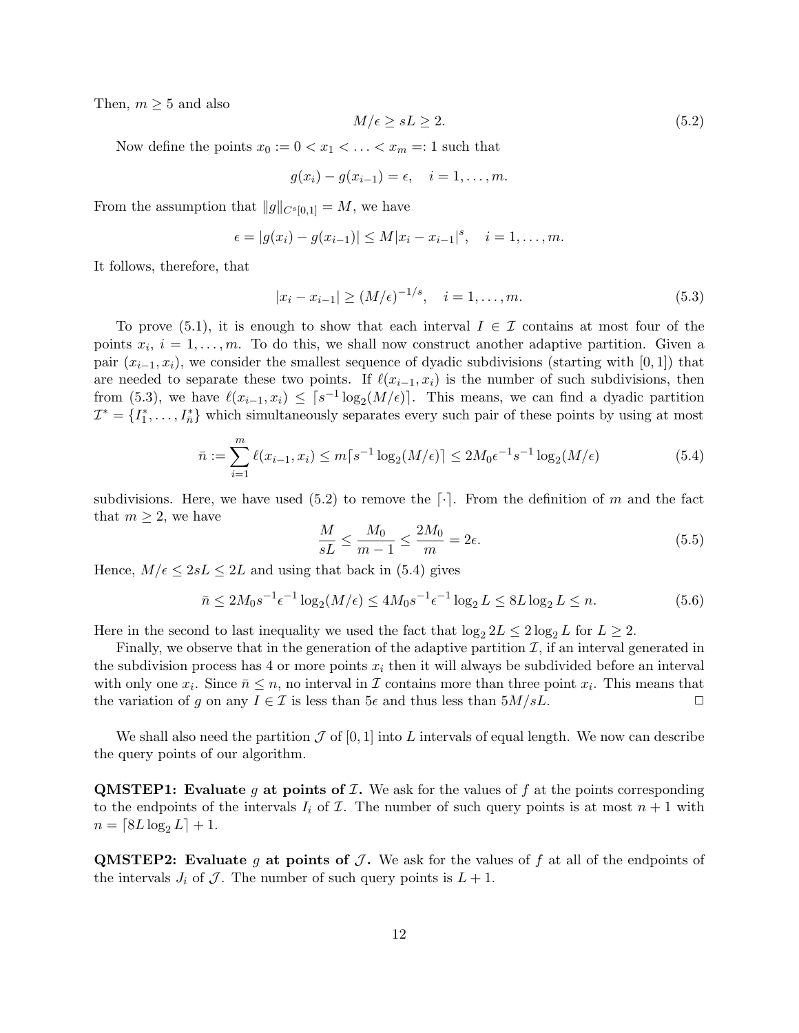Then, $m \geq 5$ and also

$$M/\epsilon \geq sL \geq 2. \tag{5.2}$$

Now define the points $x_0 := 0 < x_1 < \ldots < x_m =: 1$ such that

$$g(x_i) - g(x_{i-1}) = \epsilon, \quad i = 1, \ldots, m.$$

From the assumption that $\|g\|_{C^s[0,1]} = M$, we have

$$\epsilon = |g(x_i) - g(x_{i-1})| \leq M|x_i - x_{i-1}|^s, \quad i = 1, \ldots, m.$$

It follows, therefore, that

$$|x_i - x_{i-1}| \geq (M/\epsilon)^{-1/s}, \quad i = 1, \ldots, m. \tag{5.3}$$

To prove (5.1), it is enough to show that each interval $I \in \mathcal{I}$ contains at most four of the points $x_i$, $i = 1, \ldots, m$. To do this, we shall now construct another adaptive partition. Given a pair $(x_{i-1}, x_i)$, we consider the smallest sequence of dyadic subdivisions (starting with $[0,1]$) that are needed to separate these two points. If $\ell(x_{i-1}, x_i)$ is the number of such subdivisions, then from (5.3), we have $\ell(x_{i-1}, x_i) \leq \lceil s^{-1} \log_2(M/\epsilon) \rceil$. This means, we can find a dyadic partition $\mathcal{I}^* = \{I_1^*, \ldots, I_{\bar{n}}^*\}$ which simultaneously separates every such pair of these points by using at most

$$\bar{n} := \sum_{i=1}^{m} \ell(x_{i-1}, x_i) \leq m \lceil s^{-1} \log_2(M/\epsilon) \rceil \leq 2M_0 \epsilon^{-1} s^{-1} \log_2(M/\epsilon) \tag{5.4}$$

subdivisions. Here, we have used (5.2) to remove the $\lceil \cdot \rceil$. From the definition of $m$ and the fact that $m \geq 2$, we have

$$\frac{M}{sL} \leq \frac{M_0}{m-1} \leq \frac{2M_0}{m} = 2\epsilon. \tag{5.5}$$

Hence, $M/\epsilon \leq 2sL \leq 2L$ and using that back in (5.4) gives

$$\bar{n} \leq 2M_0 s^{-1} \epsilon^{-1} \log_2(M/\epsilon) \leq 4M_0 s^{-1} \epsilon^{-1} \log_2 L \leq 8L \log_2 L \leq n. \tag{5.6}$$

Here in the second to last inequality we used the fact that $\log_2 2L \leq 2 \log_2 L$ for $L \geq 2$.

Finally, we observe that in the generation of the adaptive partition $\mathcal{I}$, if an interval generated in the subdivision process has 4 or more points $x_i$ then it will always be subdivided before an interval with only one $x_i$. Since $\bar{n} \leq n$, no interval in $\mathcal{I}$ contains more than three point $x_i$. This means that the variation of $g$ on any $I \in \mathcal{I}$ is less than $5\epsilon$ and thus less than $5M/sL$. □

We shall also need the partition $\mathcal{J}$ of $[0,1]$ into $L$ intervals of equal length. We now can describe the query points of our algorithm.

**QMSTEP1: Evaluate $g$ at points of $\mathcal{I}$.** We ask for the values of $f$ at the points corresponding to the endpoints of the intervals $I_i$ of $\mathcal{I}$. The number of such query points is at most $n+1$ with $n = \lceil 8L \log_2 L \rceil + 1$.

**QMSTEP2: Evaluate $g$ at points of $\mathcal{J}$.** We ask for the values of $f$ at all of the endpoints of the intervals $J_i$ of $\mathcal{J}$. The number of such query points is $L+1$.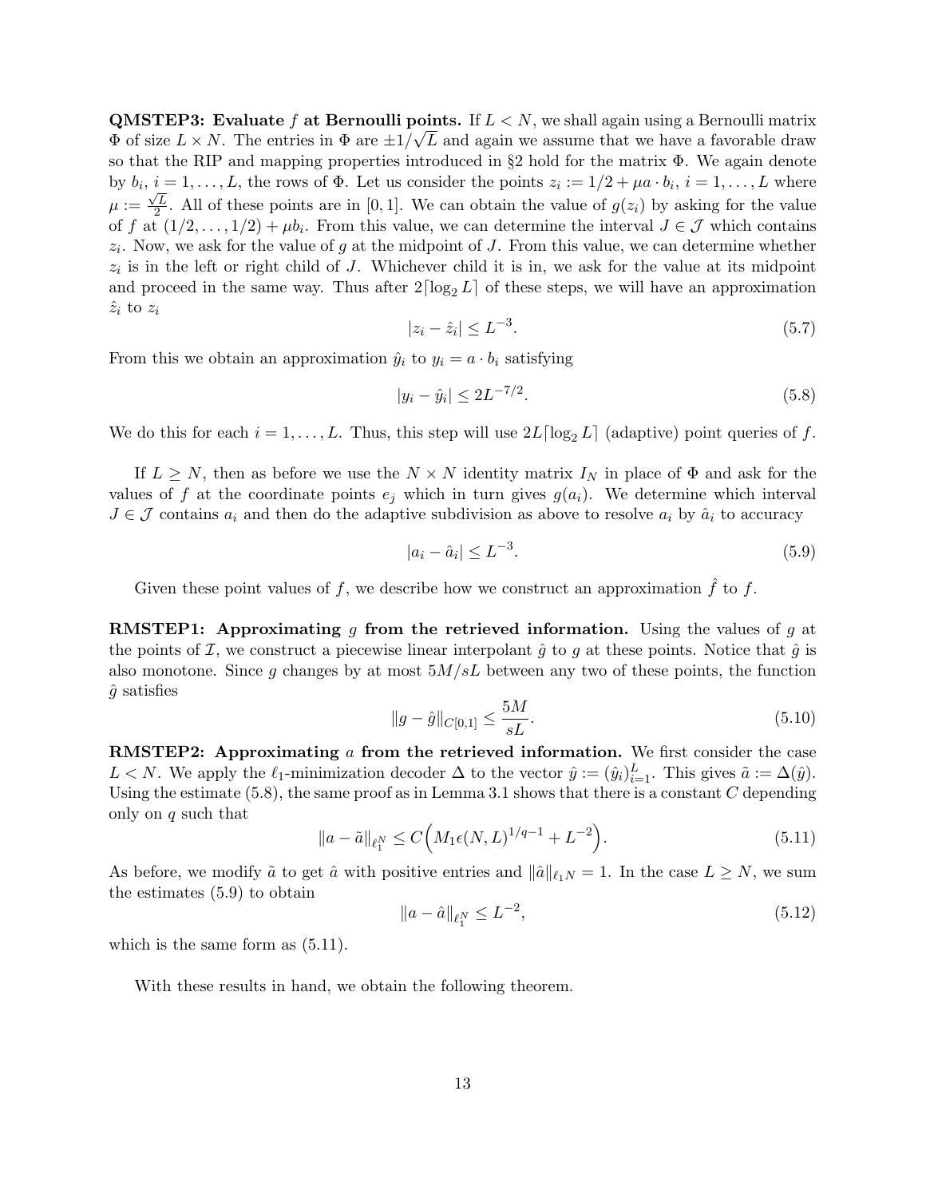**QMSTEP3: Evaluate $f$ at Bernoulli points.** If $L < N$, we shall again using a Bernoulli matrix $\Phi$ of size $L \times N$. The entries in $\Phi$ are $\pm 1/\sqrt{L}$ and again we assume that we have a favorable draw so that the RIP and mapping properties introduced in §2 hold for the matrix $\Phi$. We again denote by $b_i$, $i = 1, \dots, L$, the rows of $\Phi$. Let us consider the points $z_i := 1/2 + \mu a \cdot b_i$, $i = 1, \dots, L$ where $\mu := \frac{\sqrt{L}}{2}$. All of these points are in $[0, 1]$. We can obtain the value of $g(z_i)$ by asking for the value of $f$ at $(1/2, \dots, 1/2) + \mu b_i$. From this value, we can determine the interval $J \in \mathcal{J}$ which contains $z_i$. Now, we ask for the value of $g$ at the midpoint of $J$. From this value, we can determine whether $z_i$ is in the left or right child of $J$. Whichever child it is in, we ask for the value at its midpoint and proceed in the same way. Thus after $2\lceil \log_2 L \rceil$ of these steps, we will have an approximation $\hat{z}_i$ to $z_i$

$$|z_i - \hat{z}_i| \leq L^{-3}. \tag{5.7}$$

From this we obtain an approximation $\hat{y}_i$ to $y_i = a \cdot b_i$ satisfying

$$|y_i - \hat{y}_i| \leq 2L^{-7/2}. \tag{5.8}$$

We do this for each $i = 1, \dots, L$. Thus, this step will use $2L\lceil \log_2 L \rceil$ (adaptive) point queries of $f$.

If $L \geq N$, then as before we use the $N \times N$ identity matrix $I_N$ in place of $\Phi$ and ask for the values of $f$ at the coordinate points $e_j$ which in turn gives $g(a_i)$. We determine which interval $J \in \mathcal{J}$ contains $a_i$ and then do the adaptive subdivision as above to resolve $a_i$ by $\hat{a}_i$ to accuracy

$$|a_i - \hat{a}_i| \leq L^{-3}. \tag{5.9}$$

Given these point values of $f$, we describe how we construct an approximation $\hat{f}$ to $f$.

**RMSTEP1: Approximating $g$ from the retrieved information.** Using the values of $g$ at the points of $\mathcal{I}$, we construct a piecewise linear interpolant $\hat{g}$ to $g$ at these points. Notice that $\hat{g}$ is also monotone. Since $g$ changes by at most $5M/sL$ between any two of these points, the function $\hat{g}$ satisfies

$$\|g - \hat{g}\|_{C[0,1]} \leq \frac{5M}{sL}. \tag{5.10}$$

**RMSTEP2: Approximating $a$ from the retrieved information.** We first consider the case $L < N$. We apply the $\ell_1$-minimization decoder $\Delta$ to the vector $\hat{y} := (\hat{y}_i)_{i=1}^L$. This gives $\tilde{a} := \Delta(\hat{y})$. Using the estimate (5.8), the same proof as in Lemma 3.1 shows that there is a constant $C$ depending only on $q$ such that

$$\|a - \tilde{a}\|_{\ell_1^N} \leq C\Big(M_1 \epsilon(N, L)^{1/q-1} + L^{-2}\Big). \tag{5.11}$$

As before, we modify $\tilde{a}$ to get $\hat{a}$ with positive entries and $\|\hat{a}\|_{\ell_1 N} = 1$. In the case $L \geq N$, we sum the estimates (5.9) to obtain

$$\|a - \hat{a}\|_{\ell_1^N} \leq L^{-2}, \tag{5.12}$$

which is the same form as (5.11).

With these results in hand, we obtain the following theorem.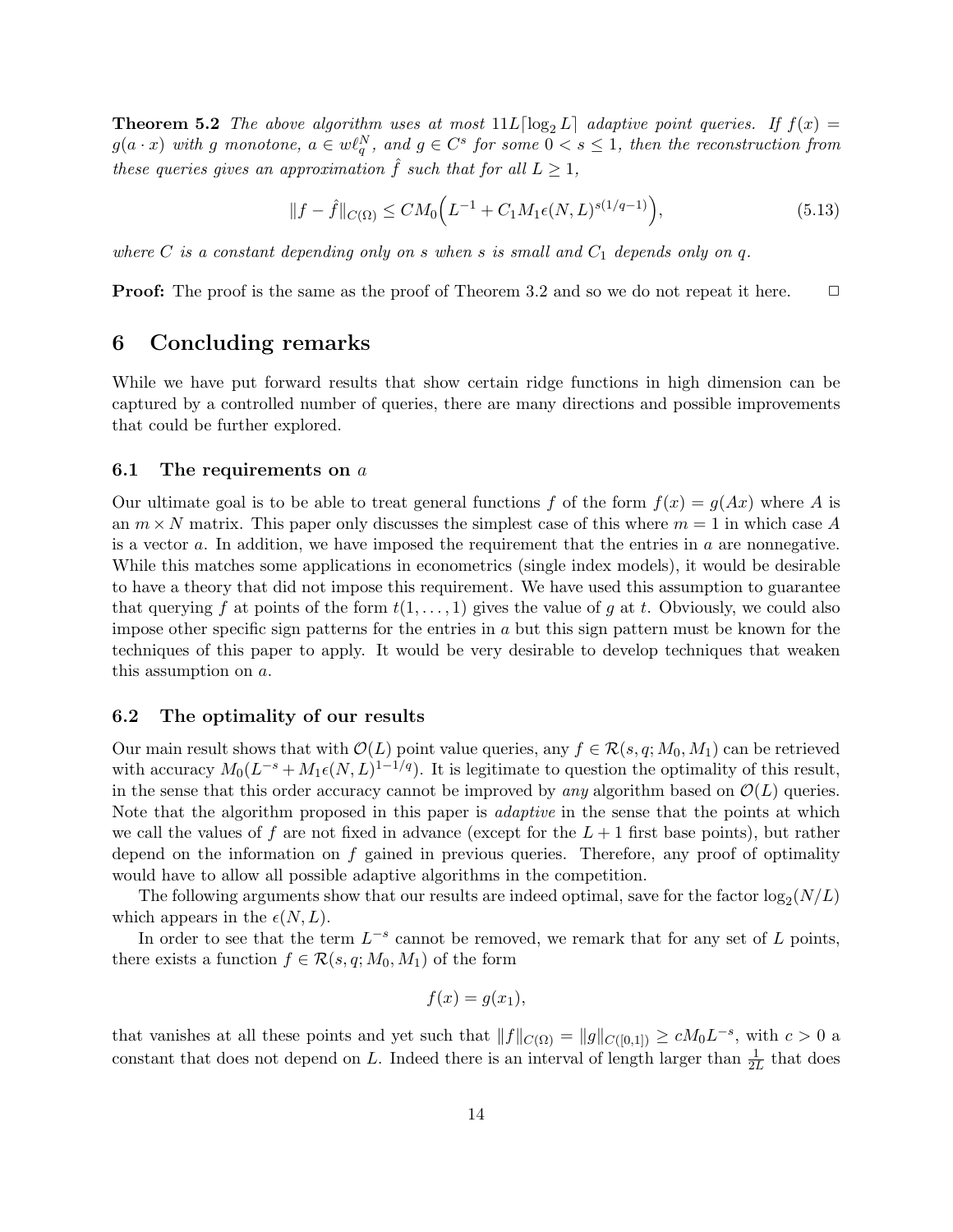**Theorem 5.2** *The above algorithm uses at most $11L\lceil \log_2 L\rceil$ adaptive point queries. If $f(x) = g(a \cdot x)$ with $g$ monotone, $a \in w\ell_q^N$, and $g \in C^s$ for some $0 < s \leq 1$, then the reconstruction from these queries gives an approximation $\hat{f}$ such that for all $L \geq 1$,*

$$\|f - \hat{f}\|_{C(\Omega)} \leq CM_0\Big(L^{-1} + C_1 M_1 \epsilon(N, L)^{s(1/q-1)}\Big), \tag{5.13}$$

*where $C$ is a constant depending only on $s$ when $s$ is small and $C_1$ depends only on $q$.*

**Proof:** The proof is the same as the proof of Theorem 3.2 and so we do not repeat it here. □

# 6 Concluding remarks

While we have put forward results that show certain ridge functions in high dimension can be captured by a controlled number of queries, there are many directions and possible improvements that could be further explored.

## 6.1 The requirements on $a$

Our ultimate goal is to be able to treat general functions $f$ of the form $f(x) = g(Ax)$ where $A$ is an $m \times N$ matrix. This paper only discusses the simplest case of this where $m = 1$ in which case $A$ is a vector $a$. In addition, we have imposed the requirement that the entries in $a$ are nonnegative. While this matches some applications in econometrics (single index models), it would be desirable to have a theory that did not impose this requirement. We have used this assumption to guarantee that querying $f$ at points of the form $t(1, \dots, 1)$ gives the value of $g$ at $t$. Obviously, we could also impose other specific sign patterns for the entries in $a$ but this sign pattern must be known for the techniques of this paper to apply. It would be very desirable to develop techniques that weaken this assumption on $a$.

## 6.2 The optimality of our results

Our main result shows that with $\mathcal{O}(L)$ point value queries, any $f \in \mathcal{R}(s, q; M_0, M_1)$ can be retrieved with accuracy $M_0(L^{-s} + M_1\epsilon(N, L)^{1-1/q})$. It is legitimate to question the optimality of this result, in the sense that this order accuracy cannot be improved by *any* algorithm based on $\mathcal{O}(L)$ queries. Note that the algorithm proposed in this paper is *adaptive* in the sense that the points at which we call the values of $f$ are not fixed in advance (except for the $L + 1$ first base points), but rather depend on the information on $f$ gained in previous queries. Therefore, any proof of optimality would have to allow all possible adaptive algorithms in the competition.

The following arguments show that our results are indeed optimal, save for the factor $\log_2(N/L)$ which appears in the $\epsilon(N, L)$.

In order to see that the term $L^{-s}$ cannot be removed, we remark that for any set of $L$ points, there exists a function $f \in \mathcal{R}(s, q; M_0, M_1)$ of the form

$$f(x) = g(x_1),$$

that vanishes at all these points and yet such that $\|f\|_{C(\Omega)} = \|g\|_{C([0,1])} \geq cM_0 L^{-s}$, with $c > 0$ a constant that does not depend on $L$. Indeed there is an interval of length larger than $\frac{1}{2L}$ that does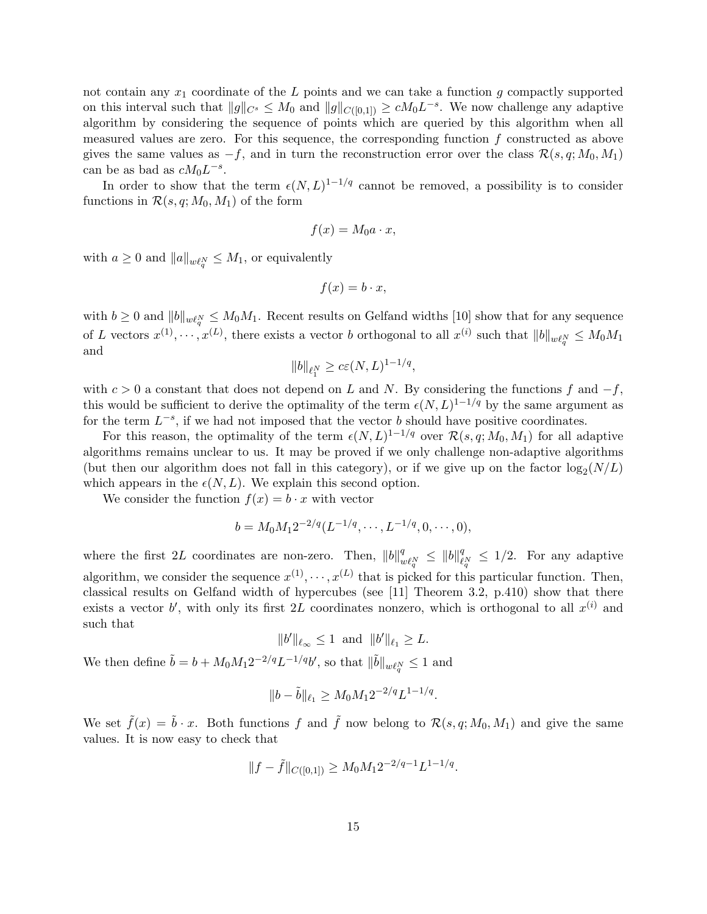not contain any $x_1$ coordinate of the $L$ points and we can take a function $g$ compactly supported on this interval such that $\|g\|_{C^s} \le M_0$ and $\|g\|_{C([0,1])} \ge cM_0 L^{-s}$. We now challenge any adaptive algorithm by considering the sequence of points which are queried by this algorithm when all measured values are zero. For this sequence, the corresponding function $f$ constructed as above gives the same values as $-f$, and in turn the reconstruction error over the class $\mathcal{R}(s,q;M_0,M_1)$ can be as bad as $cM_0 L^{-s}$.

In order to show that the term $\epsilon(N,L)^{1-1/q}$ cannot be removed, a possibility is to consider functions in $\mathcal{R}(s,q;M_0,M_1)$ of the form

$$f(x) = M_0 a \cdot x,$$

with $a \ge 0$ and $\|a\|_{w\ell_q^N} \le M_1$, or equivalently

$$f(x) = b \cdot x,$$

with $b \ge 0$ and $\|b\|_{w\ell_q^N} \le M_0 M_1$. Recent results on Gelfand widths [10] show that for any sequence of $L$ vectors $x^{(1)}, \cdots, x^{(L)}$, there exists a vector $b$ orthogonal to all $x^{(i)}$ such that $\|b\|_{w\ell_q^N} \le M_0 M_1$ and

$$\|b\|_{\ell_1^N} \ge c\varepsilon(N,L)^{1-1/q},$$

with $c > 0$ a constant that does not depend on $L$ and $N$. By considering the functions $f$ and $-f$, this would be sufficient to derive the optimality of the term $\epsilon(N,L)^{1-1/q}$ by the same argument as for the term $L^{-s}$, if we had not imposed that the vector $b$ should have positive coordinates.

For this reason, the optimality of the term $\epsilon(N,L)^{1-1/q}$ over $\mathcal{R}(s,q;M_0,M_1)$ for all adaptive algorithms remains unclear to us. It may be proved if we only challenge non-adaptive algorithms (but then our algorithm does not fall in this category), or if we give up on the factor $\log_2(N/L)$ which appears in the $\epsilon(N,L)$. We explain this second option.

We consider the function $f(x) = b \cdot x$ with vector

$$b = M_0 M_1 2^{-2/q}(L^{-1/q}, \cdots, L^{-1/q}, 0, \cdots, 0),$$

where the first $2L$ coordinates are non-zero. Then, $\|b\|_{w\ell_q^N}^q \le \|b\|_{\ell_q^N}^q \le 1/2$. For any adaptive algorithm, we consider the sequence $x^{(1)}, \cdots, x^{(L)}$ that is picked for this particular function. Then, classical results on Gelfand width of hypercubes (see [11] Theorem 3.2, p.410) show that there exists a vector $b'$, with only its first $2L$ coordinates nonzero, which is orthogonal to all $x^{(i)}$ and such that

$$\|b'\|_{\ell_\infty} \le 1 \ \text{ and } \ \|b'\|_{\ell_1} \ge L.$$

We then define $\tilde{b} = b + M_0 M_1 2^{-2/q} L^{-1/q} b'$, so that $\|\tilde{b}\|_{w\ell_q^N} \le 1$ and

$$\|b - \tilde{b}\|_{\ell_1} \ge M_0 M_1 2^{-2/q} L^{1-1/q}.$$

We set $\tilde{f}(x) = \tilde{b} \cdot x$. Both functions $f$ and $\tilde{f}$ now belong to $\mathcal{R}(s,q;M_0,M_1)$ and give the same values. It is now easy to check that

$$\|f - \tilde{f}\|_{C([0,1])} \ge M_0 M_1 2^{-2/q-1} L^{1-1/q}.$$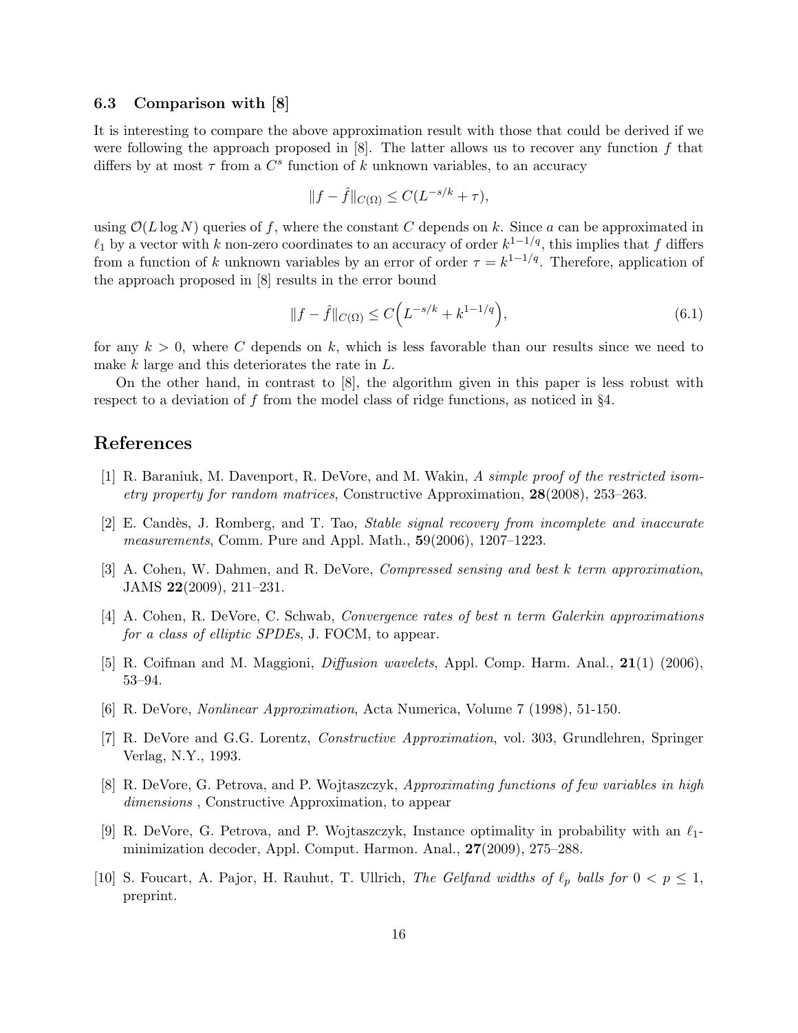### 6.3 Comparison with [8]

It is interesting to compare the above approximation result with those that could be derived if we were following the approach proposed in [8]. The latter allows us to recover any function $f$ that differs by at most $\tau$ from a $C^s$ function of $k$ unknown variables, to an accuracy

$$\|f - \hat{f}\|_{C(\Omega)} \leq C(L^{-s/k} + \tau),$$

using $\mathcal{O}(L \log N)$ queries of $f$, where the constant $C$ depends on $k$. Since $a$ can be approximated in $\ell_1$ by a vector with $k$ non-zero coordinates to an accuracy of order $k^{1-1/q}$, this implies that $f$ differs from a function of $k$ unknown variables by an error of order $\tau = k^{1-1/q}$. Therefore, application of the approach proposed in [8] results in the error bound

$$\|f - \hat{f}\|_{C(\Omega)} \leq C\Big(L^{-s/k} + k^{1-1/q}\Big), \tag{6.1}$$

for any $k > 0$, where $C$ depends on $k$, which is less favorable than our results since we need to make $k$ large and this deteriorates the rate in $L$.

On the other hand, in contrast to [8], the algorithm given in this paper is less robust with respect to a deviation of $f$ from the model class of ridge functions, as noticed in §4.

## References

[1] R. Baraniuk, M. Davenport, R. DeVore, and M. Wakin, *A simple proof of the restricted isometry property for random matrices*, Constructive Approximation, **28**(2008), 253–263.

[2] E. Candès, J. Romberg, and T. Tao, *Stable signal recovery from incomplete and inaccurate measurements*, Comm. Pure and Appl. Math., **5**9(2006), 1207–1223.

[3] A. Cohen, W. Dahmen, and R. DeVore, *Compressed sensing and best k term approximation*, JAMS **22**(2009), 211–231.

[4] A. Cohen, R. DeVore, C. Schwab, *Convergence rates of best n term Galerkin approximations for a class of elliptic SPDEs*, J. FOCM, to appear.

[5] R. Coifman and M. Maggioni, *Diffusion wavelets*, Appl. Comp. Harm. Anal., **21**(1) (2006), 53–94.

[6] R. DeVore, *Nonlinear Approximation*, Acta Numerica, Volume 7 (1998), 51-150.

[7] R. DeVore and G.G. Lorentz, *Constructive Approximation*, vol. 303, Grundlehren, Springer Verlag, N.Y., 1993.

[8] R. DeVore, G. Petrova, and P. Wojtaszczyk, *Approximating functions of few variables in high dimensions* , Constructive Approximation, to appear

[9] R. DeVore, G. Petrova, and P. Wojtaszczyk, Instance optimality in probability with an $\ell_1$-minimization decoder, Appl. Comput. Harmon. Anal., **27**(2009), 275–288.

[10] S. Foucart, A. Pajor, H. Rauhut, T. Ullrich, *The Gelfand widths of $\ell_p$ balls for $0 < p \leq 1$*, preprint.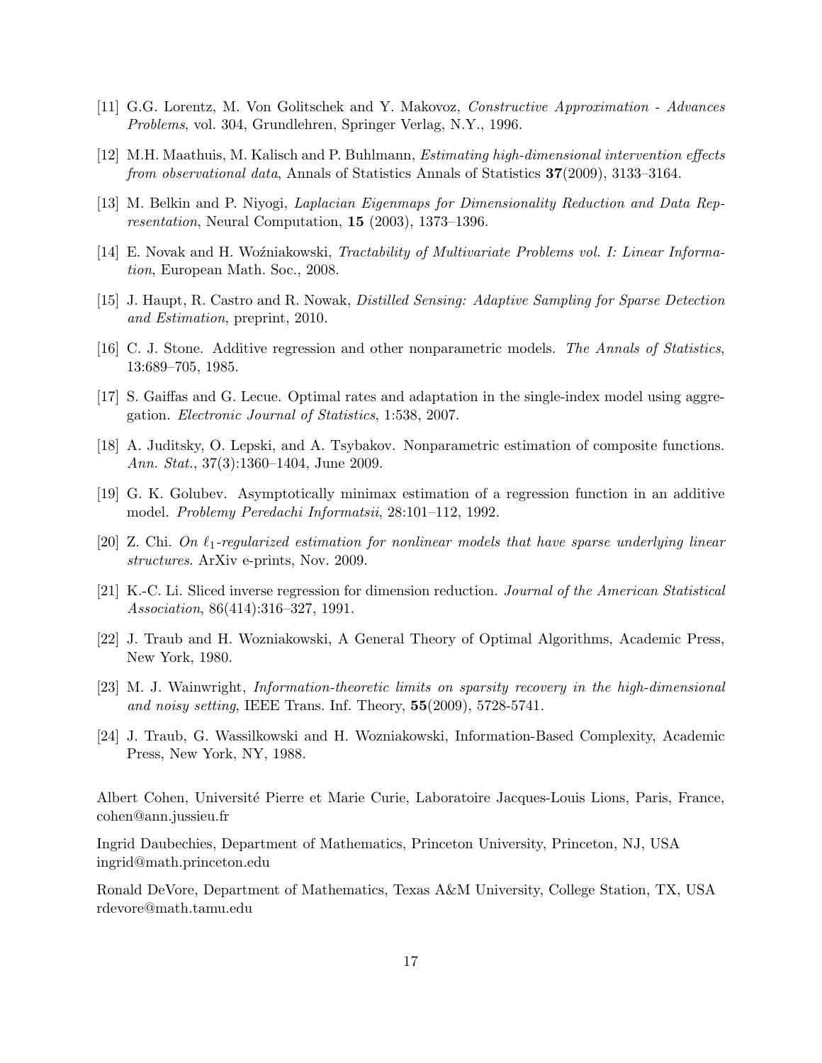[11] G.G. Lorentz, M. Von Golitschek and Y. Makovoz, *Constructive Approximation - Advances Problems*, vol. 304, Grundlehren, Springer Verlag, N.Y., 1996.

[12] M.H. Maathuis, M. Kalisch and P. Buhlmann, *Estimating high-dimensional intervention effects from observational data*, Annals of Statistics Annals of Statistics **37**(2009), 3133–3164.

[13] M. Belkin and P. Niyogi, *Laplacian Eigenmaps for Dimensionality Reduction and Data Representation*, Neural Computation, **15** (2003), 1373–1396.

[14] E. Novak and H. Woźniakowski, *Tractability of Multivariate Problems vol. I: Linear Information*, European Math. Soc., 2008.

[15] J. Haupt, R. Castro and R. Nowak, *Distilled Sensing: Adaptive Sampling for Sparse Detection and Estimation*, preprint, 2010.

[16] C. J. Stone. Additive regression and other nonparametric models. *The Annals of Statistics*, 13:689–705, 1985.

[17] S. Gaiffas and G. Lecue. Optimal rates and adaptation in the single-index model using aggregation. *Electronic Journal of Statistics*, 1:538, 2007.

[18] A. Juditsky, O. Lepski, and A. Tsybakov. Nonparametric estimation of composite functions. *Ann. Stat.*, 37(3):1360–1404, June 2009.

[19] G. K. Golubev. Asymptotically minimax estimation of a regression function in an additive model. *Problemy Peredachi Informatsii*, 28:101–112, 1992.

[20] Z. Chi. *On $\ell_1$-regularized estimation for nonlinear models that have sparse underlying linear structures*. ArXiv e-prints, Nov. 2009.

[21] K.-C. Li. Sliced inverse regression for dimension reduction. *Journal of the American Statistical Association*, 86(414):316–327, 1991.

[22] J. Traub and H. Wozniakowski, A General Theory of Optimal Algorithms, Academic Press, New York, 1980.

[23] M. J. Wainwright, *Information-theoretic limits on sparsity recovery in the high-dimensional and noisy setting*, IEEE Trans. Inf. Theory, **55**(2009), 5728-5741.

[24] J. Traub, G. Wassilkowski and H. Wozniakowski, Information-Based Complexity, Academic Press, New York, NY, 1988.

Albert Cohen, Université Pierre et Marie Curie, Laboratoire Jacques-Louis Lions, Paris, France, cohen@ann.jussieu.fr

Ingrid Daubechies, Department of Mathematics, Princeton University, Princeton, NJ, USA
ingrid@math.princeton.edu

Ronald DeVore, Department of Mathematics, Texas A&M University, College Station, TX, USA
rdevore@math.tamu.edu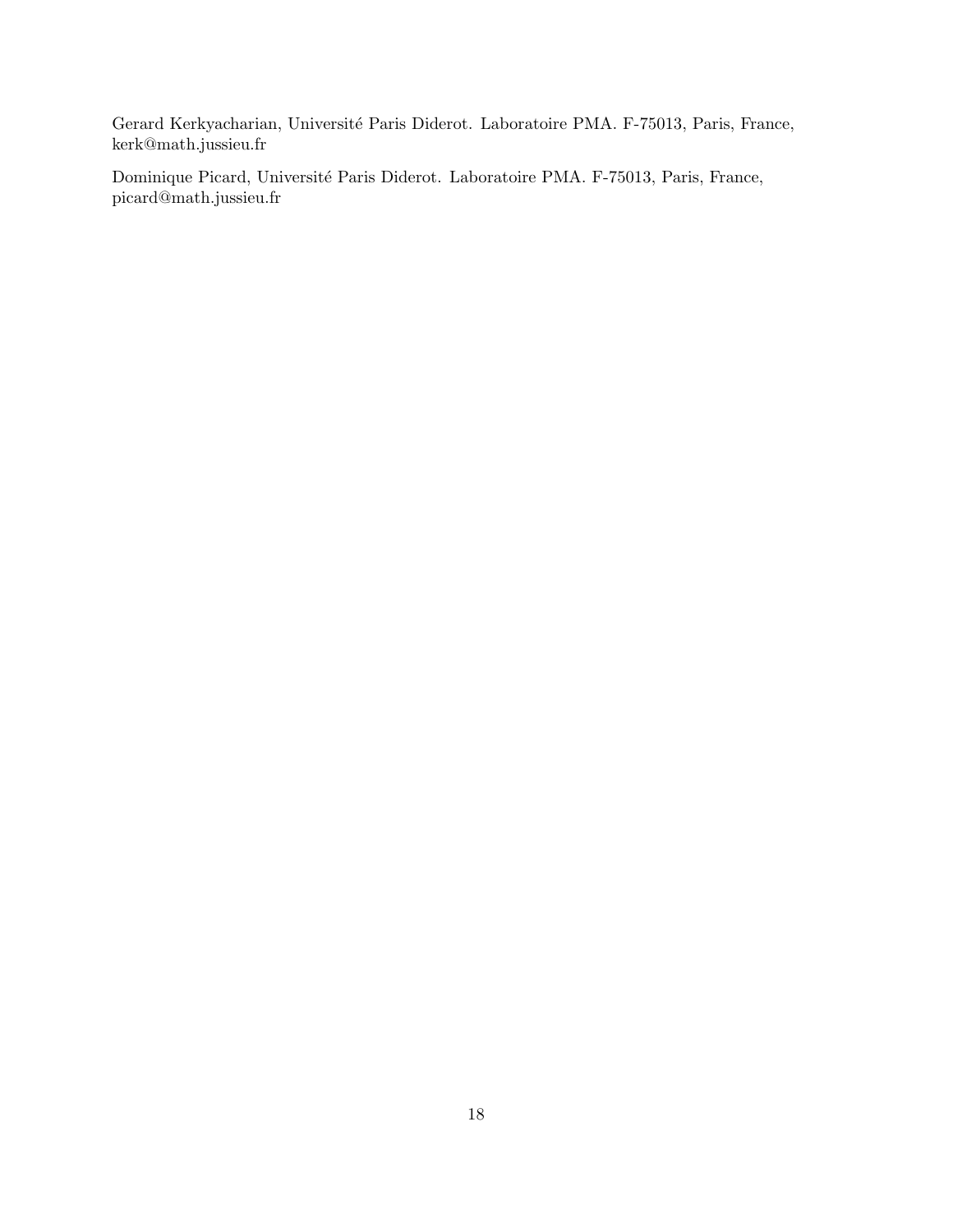Gerard Kerkyacharian, Université Paris Diderot. Laboratoire PMA. F-75013, Paris, France, kerk@math.jussieu.fr

Dominique Picard, Université Paris Diderot. Laboratoire PMA. F-75013, Paris, France, picard@math.jussieu.fr